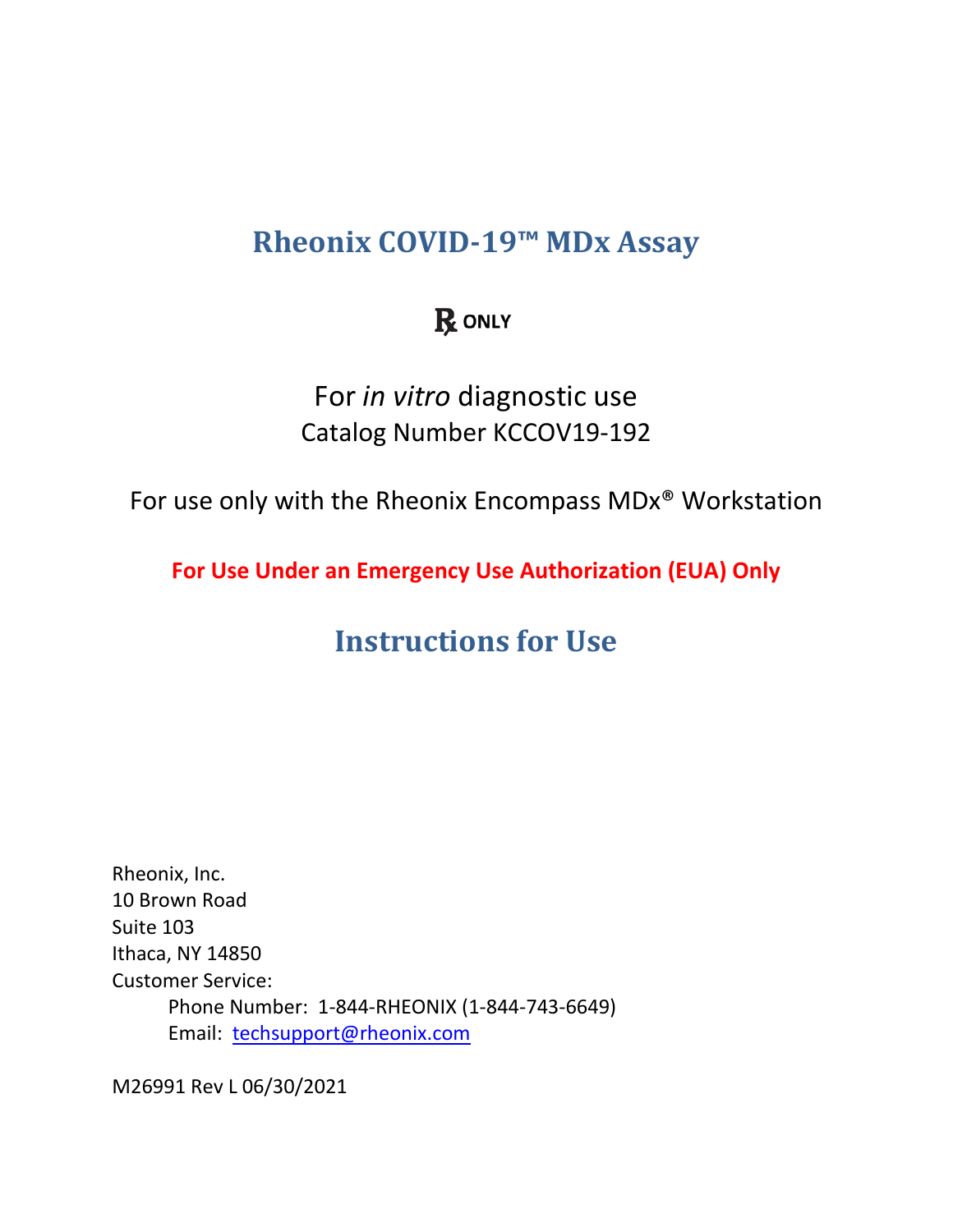# Rheonix COVID-19™ MDx Assay

℞ ONLY

For *in vitro* diagnostic use
Catalog Number KCCOV19-192

For use only with the Rheonix Encompass MDx® Workstation

**For Use Under an Emergency Use Authorization (EUA) Only**

# Instructions for Use

Rheonix, Inc.
10 Brown Road
Suite 103
Ithaca, NY 14850
Customer Service:
Phone Number: 1-844-RHEONIX (1-844-743-6649)
Email: techsupport@rheonix.com

M26991 Rev L 06/30/2021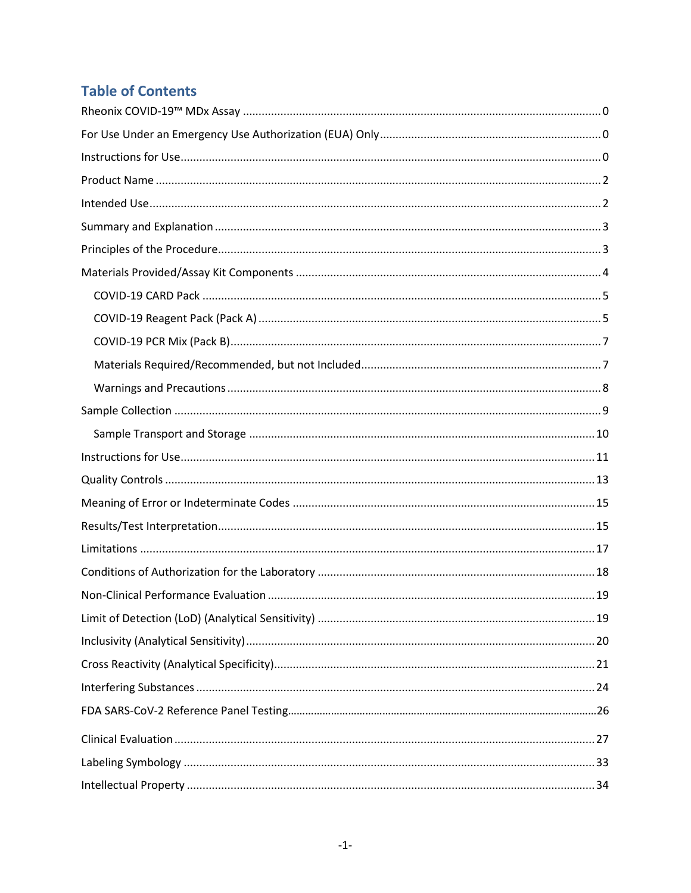## Table of Contents

Rheonix COVID-19™ MDx Assay ........ 0

For Use Under an Emergency Use Authorization (EUA) Only ........ 0

Instructions for Use ........ 0

Product Name ........ 2

Intended Use ........ 2

Summary and Explanation ........ 3

Principles of the Procedure ........ 3

Materials Provided/Assay Kit Components ........ 4

- COVID-19 CARD Pack ........ 5
- COVID-19 Reagent Pack (Pack A) ........ 5
- COVID-19 PCR Mix (Pack B) ........ 7
- Materials Required/Recommended, but not Included ........ 7
- Warnings and Precautions ........ 8

Sample Collection ........ 9

- Sample Transport and Storage ........ 10

Instructions for Use ........ 11

Quality Controls ........ 13

Meaning of Error or Indeterminate Codes ........ 15

Results/Test Interpretation ........ 15

Limitations ........ 17

Conditions of Authorization for the Laboratory ........ 18

Non-Clinical Performance Evaluation ........ 19

Limit of Detection (LoD) (Analytical Sensitivity) ........ 19

Inclusivity (Analytical Sensitivity) ........ 20

Cross Reactivity (Analytical Specificity) ........ 21

Interfering Substances ........ 24

FDA SARS-CoV-2 Reference Panel Testing ........ 26

Clinical Evaluation ........ 27

Labeling Symbology ........ 33

Intellectual Property ........ 34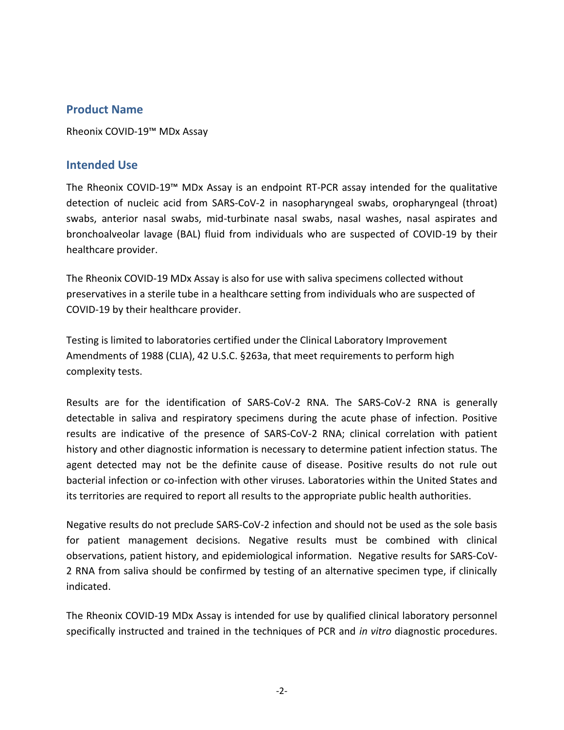## Product Name

Rheonix COVID-19™ MDx Assay

## Intended Use

The Rheonix COVID-19™ MDx Assay is an endpoint RT-PCR assay intended for the qualitative detection of nucleic acid from SARS-CoV-2 in nasopharyngeal swabs, oropharyngeal (throat) swabs, anterior nasal swabs, mid-turbinate nasal swabs, nasal washes, nasal aspirates and bronchoalveolar lavage (BAL) fluid from individuals who are suspected of COVID-19 by their healthcare provider.

The Rheonix COVID-19 MDx Assay is also for use with saliva specimens collected without preservatives in a sterile tube in a healthcare setting from individuals who are suspected of COVID-19 by their healthcare provider.

Testing is limited to laboratories certified under the Clinical Laboratory Improvement Amendments of 1988 (CLIA), 42 U.S.C. §263a, that meet requirements to perform high complexity tests.

Results are for the identification of SARS-CoV-2 RNA. The SARS-CoV-2 RNA is generally detectable in saliva and respiratory specimens during the acute phase of infection. Positive results are indicative of the presence of SARS-CoV-2 RNA; clinical correlation with patient history and other diagnostic information is necessary to determine patient infection status. The agent detected may not be the definite cause of disease. Positive results do not rule out bacterial infection or co-infection with other viruses. Laboratories within the United States and its territories are required to report all results to the appropriate public health authorities.

Negative results do not preclude SARS-CoV-2 infection and should not be used as the sole basis for patient management decisions. Negative results must be combined with clinical observations, patient history, and epidemiological information. Negative results for SARS-CoV-2 RNA from saliva should be confirmed by testing of an alternative specimen type, if clinically indicated.

The Rheonix COVID-19 MDx Assay is intended for use by qualified clinical laboratory personnel specifically instructed and trained in the techniques of PCR and *in vitro* diagnostic procedures.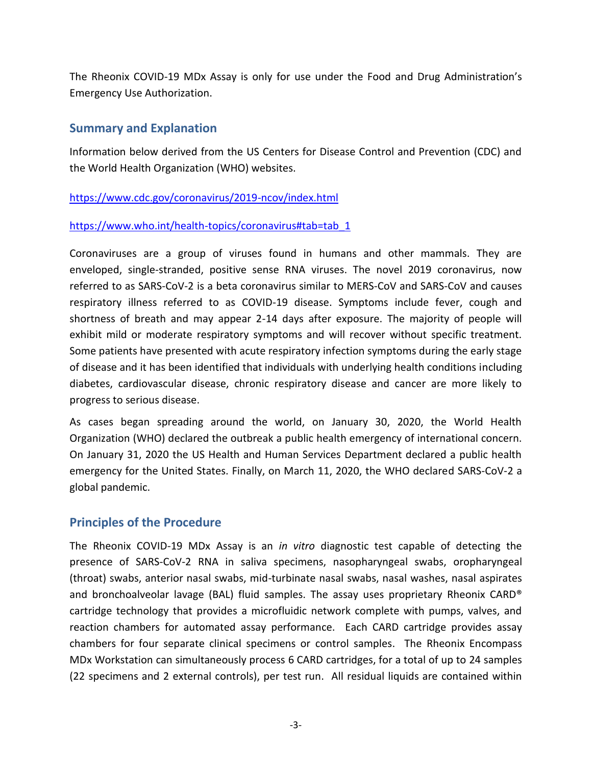The Rheonix COVID-19 MDx Assay is only for use under the Food and Drug Administration's Emergency Use Authorization.

## Summary and Explanation

Information below derived from the US Centers for Disease Control and Prevention (CDC) and the World Health Organization (WHO) websites.

https://www.cdc.gov/coronavirus/2019-ncov/index.html

https://www.who.int/health-topics/coronavirus#tab=tab_1

Coronaviruses are a group of viruses found in humans and other mammals. They are enveloped, single-stranded, positive sense RNA viruses. The novel 2019 coronavirus, now referred to as SARS-CoV-2 is a beta coronavirus similar to MERS-CoV and SARS-CoV and causes respiratory illness referred to as COVID-19 disease. Symptoms include fever, cough and shortness of breath and may appear 2-14 days after exposure. The majority of people will exhibit mild or moderate respiratory symptoms and will recover without specific treatment. Some patients have presented with acute respiratory infection symptoms during the early stage of disease and it has been identified that individuals with underlying health conditions including diabetes, cardiovascular disease, chronic respiratory disease and cancer are more likely to progress to serious disease.

As cases began spreading around the world, on January 30, 2020, the World Health Organization (WHO) declared the outbreak a public health emergency of international concern. On January 31, 2020 the US Health and Human Services Department declared a public health emergency for the United States. Finally, on March 11, 2020, the WHO declared SARS-CoV-2 a global pandemic.

## Principles of the Procedure

The Rheonix COVID-19 MDx Assay is an *in vitro* diagnostic test capable of detecting the presence of SARS-CoV-2 RNA in saliva specimens, nasopharyngeal swabs, oropharyngeal (throat) swabs, anterior nasal swabs, mid-turbinate nasal swabs, nasal washes, nasal aspirates and bronchoalveolar lavage (BAL) fluid samples. The assay uses proprietary Rheonix CARD® cartridge technology that provides a microfluidic network complete with pumps, valves, and reaction chambers for automated assay performance. Each CARD cartridge provides assay chambers for four separate clinical specimens or control samples. The Rheonix Encompass MDx Workstation can simultaneously process 6 CARD cartridges, for a total of up to 24 samples (22 specimens and 2 external controls), per test run. All residual liquids are contained within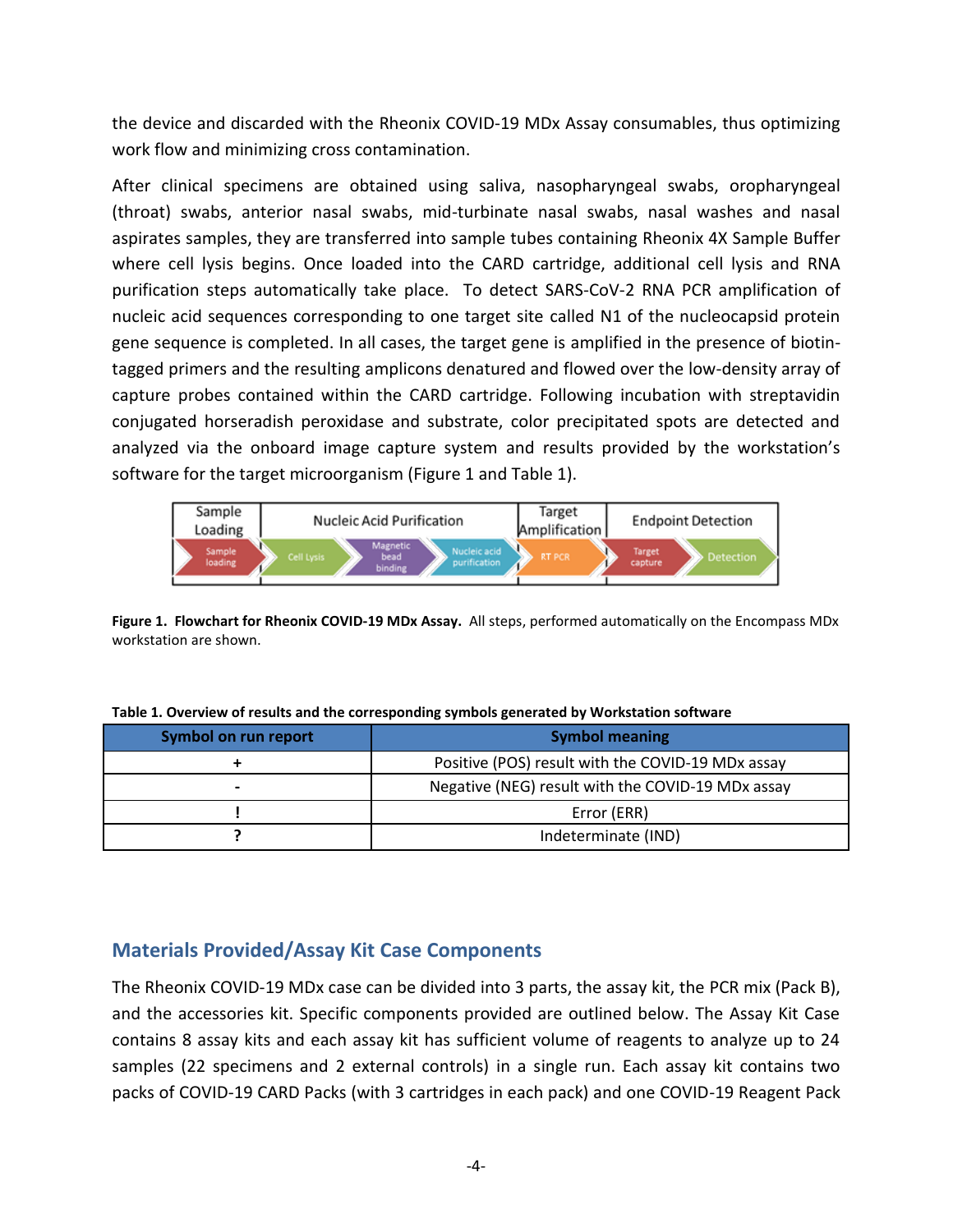the device and discarded with the Rheonix COVID-19 MDx Assay consumables, thus optimizing work flow and minimizing cross contamination.

After clinical specimens are obtained using saliva, nasopharyngeal swabs, oropharyngeal (throat) swabs, anterior nasal swabs, mid-turbinate nasal swabs, nasal washes and nasal aspirates samples, they are transferred into sample tubes containing Rheonix 4X Sample Buffer where cell lysis begins. Once loaded into the CARD cartridge, additional cell lysis and RNA purification steps automatically take place. To detect SARS-CoV-2 RNA PCR amplification of nucleic acid sequences corresponding to one target site called N1 of the nucleocapsid protein gene sequence is completed. In all cases, the target gene is amplified in the presence of biotin-tagged primers and the resulting amplicons denatured and flowed over the low-density array of capture probes contained within the CARD cartridge. Following incubation with streptavidin conjugated horseradish peroxidase and substrate, color precipitated spots are detected and analyzed via the onboard image capture system and results provided by the workstation's software for the target microorganism (Figure 1 and Table 1).

| Sample Loading | Nucleic Acid Purification | | | Target Amplification | Endpoint Detection | |
|---|---|---|---|---|---|---|
| Sample loading | Cell Lysis | Magnetic bead binding | Nucleic acid purification | RT PCR | Target capture | Detection |

**Figure 1. Flowchart for Rheonix COVID-19 MDx Assay.** All steps, performed automatically on the Encompass MDx workstation are shown.

**Table 1. Overview of results and the corresponding symbols generated by Workstation software**

| Symbol on run report | Symbol meaning |
|---|---|
| + | Positive (POS) result with the COVID-19 MDx assay |
| - | Negative (NEG) result with the COVID-19 MDx assay |
| ! | Error (ERR) |
| ? | Indeterminate (IND) |

## Materials Provided/Assay Kit Case Components

The Rheonix COVID-19 MDx case can be divided into 3 parts, the assay kit, the PCR mix (Pack B), and the accessories kit. Specific components provided are outlined below. The Assay Kit Case contains 8 assay kits and each assay kit has sufficient volume of reagents to analyze up to 24 samples (22 specimens and 2 external controls) in a single run. Each assay kit contains two packs of COVID-19 CARD Packs (with 3 cartridges in each pack) and one COVID-19 Reagent Pack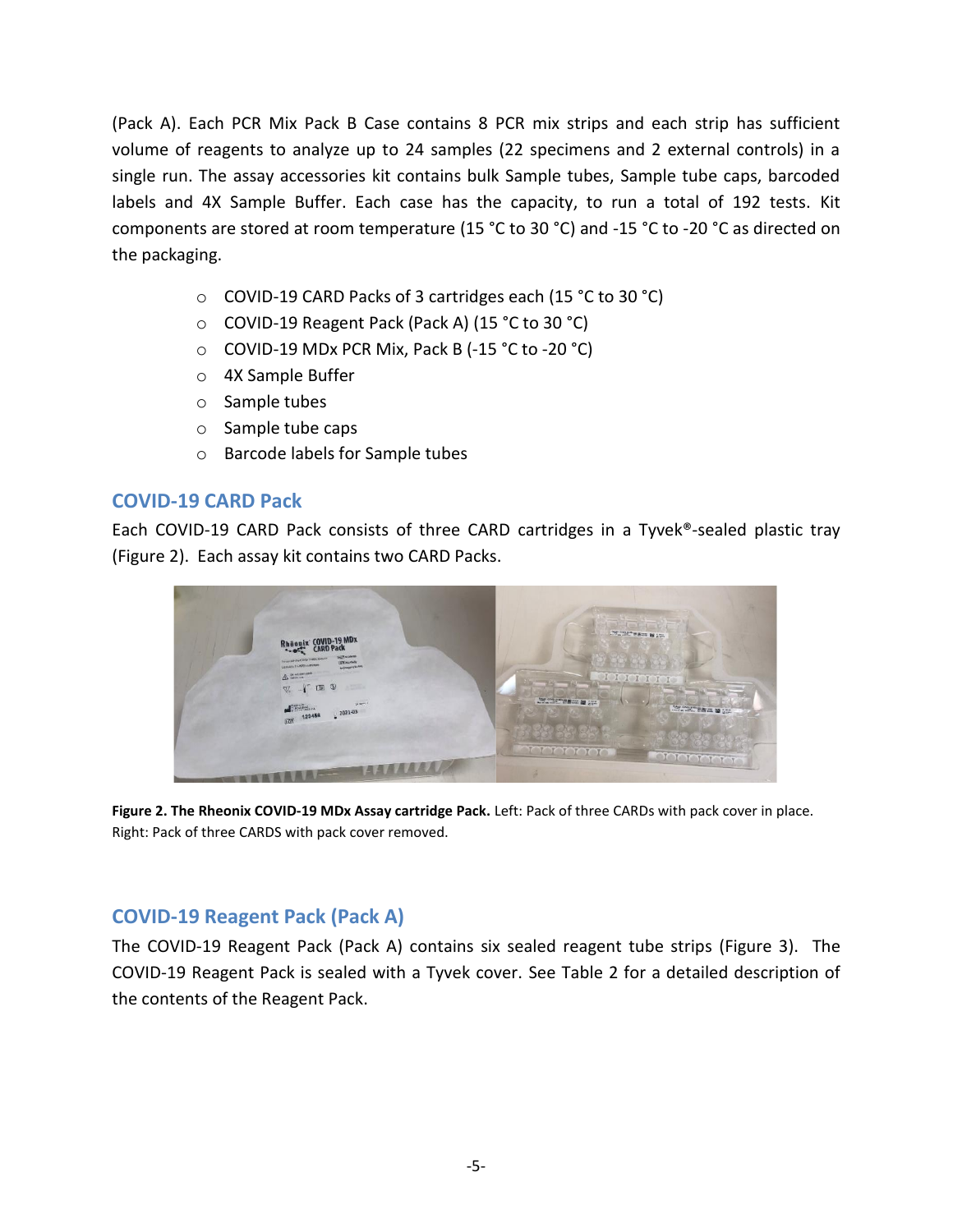(Pack A). Each PCR Mix Pack B Case contains 8 PCR mix strips and each strip has sufficient volume of reagents to analyze up to 24 samples (22 specimens and 2 external controls) in a single run. The assay accessories kit contains bulk Sample tubes, Sample tube caps, barcoded labels and 4X Sample Buffer. Each case has the capacity, to run a total of 192 tests. Kit components are stored at room temperature (15 °C to 30 °C) and -15 °C to -20 °C as directed on the packaging.

- COVID-19 CARD Packs of 3 cartridges each (15 °C to 30 °C)
- COVID-19 Reagent Pack (Pack A) (15 °C to 30 °C)
- COVID-19 MDx PCR Mix, Pack B (-15 °C to -20 °C)
- 4X Sample Buffer
- Sample tubes
- Sample tube caps
- Barcode labels for Sample tubes

## COVID-19 CARD Pack

Each COVID-19 CARD Pack consists of three CARD cartridges in a Tyvek®-sealed plastic tray (Figure 2). Each assay kit contains two CARD Packs.

**Figure 2. The Rheonix COVID-19 MDx Assay cartridge Pack.** Left: Pack of three CARDs with pack cover in place. Right: Pack of three CARDS with pack cover removed.

## COVID-19 Reagent Pack (Pack A)

The COVID-19 Reagent Pack (Pack A) contains six sealed reagent tube strips (Figure 3). The COVID-19 Reagent Pack is sealed with a Tyvek cover. See Table 2 for a detailed description of the contents of the Reagent Pack.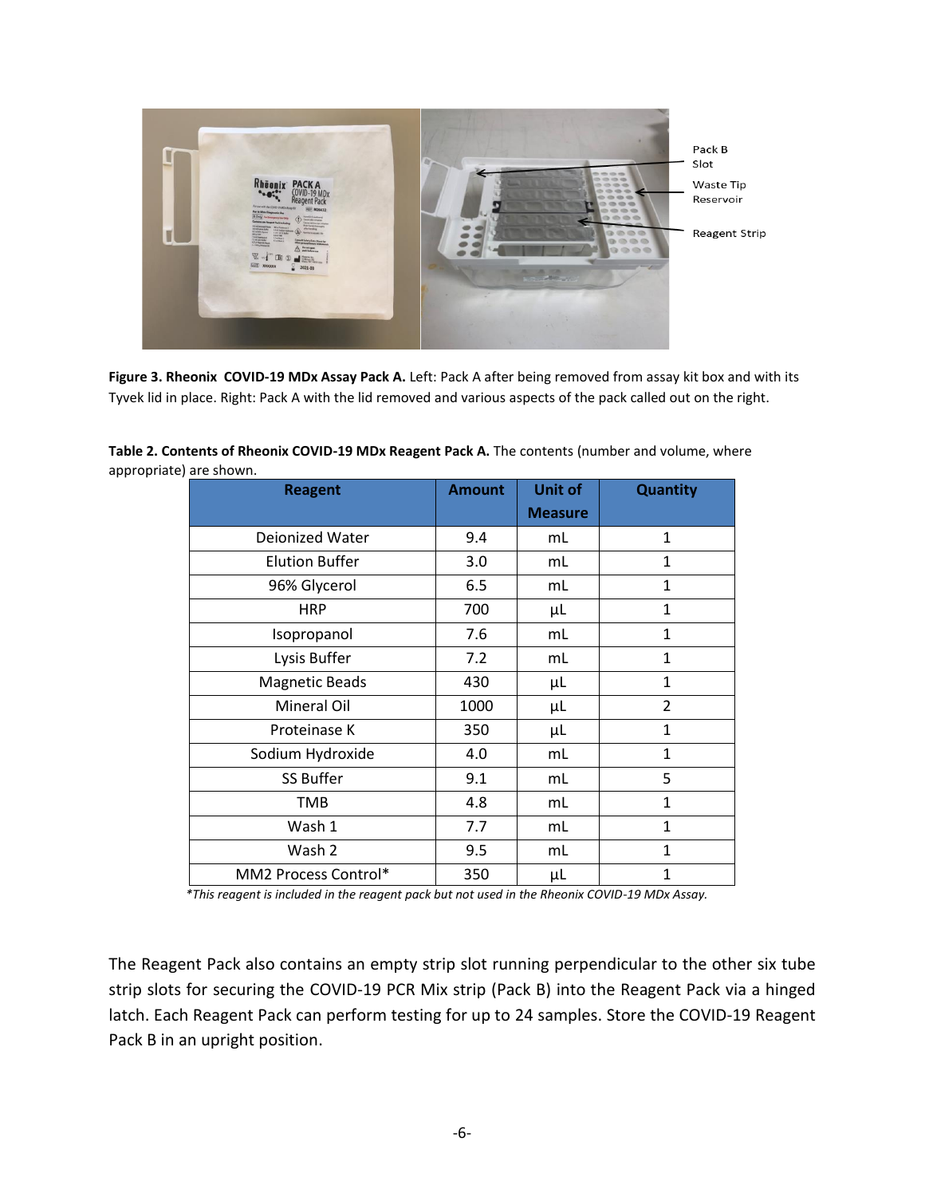Pack B Slot

Waste Tip Reservoir

Reagent Strip

**Figure 3. Rheonix COVID-19 MDx Assay Pack A.** Left: Pack A after being removed from assay kit box and with its Tyvek lid in place. Right: Pack A with the lid removed and various aspects of the pack called out on the right.

**Table 2. Contents of Rheonix COVID-19 MDx Reagent Pack A.** The contents (number and volume, where appropriate) are shown.

| Reagent | Amount | Unit of Measure | Quantity |
|---|---|---|---|
| Deionized Water | 9.4 | mL | 1 |
| Elution Buffer | 3.0 | mL | 1 |
| 96% Glycerol | 6.5 | mL | 1 |
| HRP | 700 | µL | 1 |
| Isopropanol | 7.6 | mL | 1 |
| Lysis Buffer | 7.2 | mL | 1 |
| Magnetic Beads | 430 | µL | 1 |
| Mineral Oil | 1000 | µL | 2 |
| Proteinase K | 350 | µL | 1 |
| Sodium Hydroxide | 4.0 | mL | 1 |
| SS Buffer | 9.1 | mL | 5 |
| TMB | 4.8 | mL | 1 |
| Wash 1 | 7.7 | mL | 1 |
| Wash 2 | 9.5 | mL | 1 |
| MM2 Process Control* | 350 | µL | 1 |

*This reagent is included in the reagent pack but not used in the Rheonix COVID-19 MDx Assay.*

The Reagent Pack also contains an empty strip slot running perpendicular to the other six tube strip slots for securing the COVID-19 PCR Mix strip (Pack B) into the Reagent Pack via a hinged latch. Each Reagent Pack can perform testing for up to 24 samples. Store the COVID-19 Reagent Pack B in an upright position.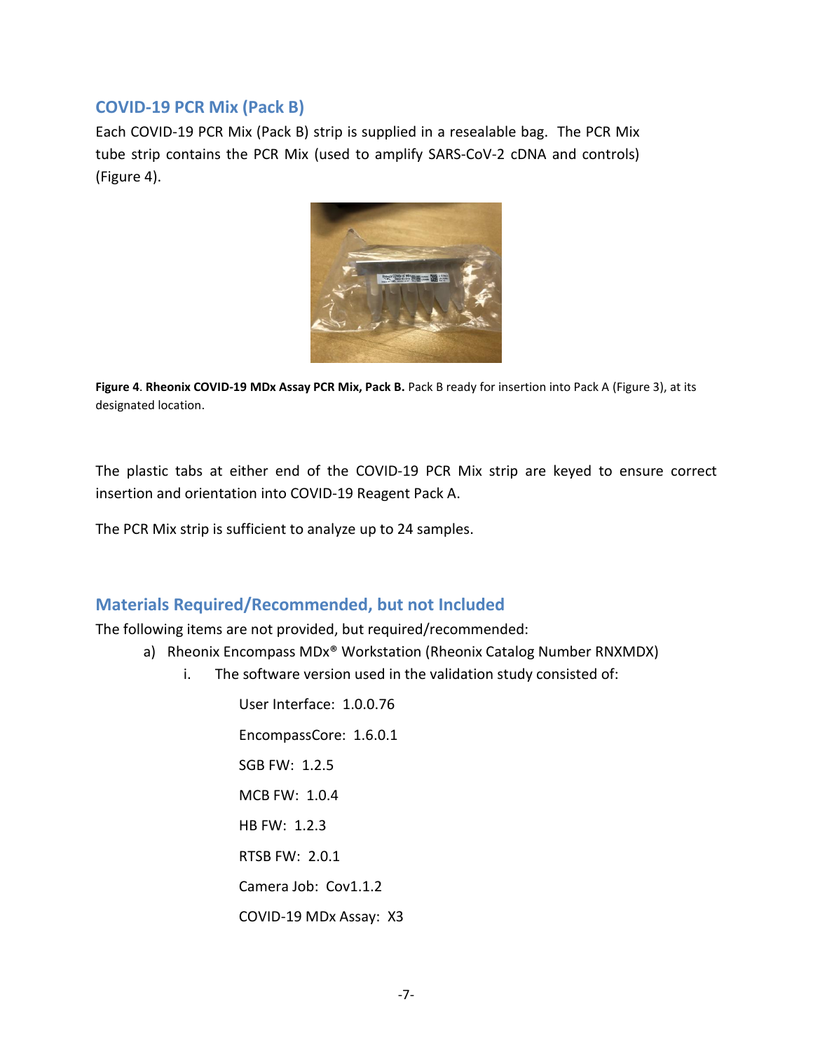## COVID-19 PCR Mix (Pack B)

Each COVID-19 PCR Mix (Pack B) strip is supplied in a resealable bag. The PCR Mix tube strip contains the PCR Mix (used to amplify SARS-CoV-2 cDNA and controls) (Figure 4).

**Figure 4**. **Rheonix COVID-19 MDx Assay PCR Mix, Pack B.** Pack B ready for insertion into Pack A (Figure 3), at its designated location.

The plastic tabs at either end of the COVID-19 PCR Mix strip are keyed to ensure correct insertion and orientation into COVID-19 Reagent Pack A.

The PCR Mix strip is sufficient to analyze up to 24 samples.

## Materials Required/Recommended, but not Included

The following items are not provided, but required/recommended:

a) Rheonix Encompass MDx® Workstation (Rheonix Catalog Number RNXMDX)

   i. The software version used in the validation study consisted of:

      User Interface: 1.0.0.76

      EncompassCore: 1.6.0.1

      SGB FW: 1.2.5

      MCB FW: 1.0.4

      HB FW: 1.2.3

      RTSB FW: 2.0.1

      Camera Job: Cov1.1.2

      COVID-19 MDx Assay: X3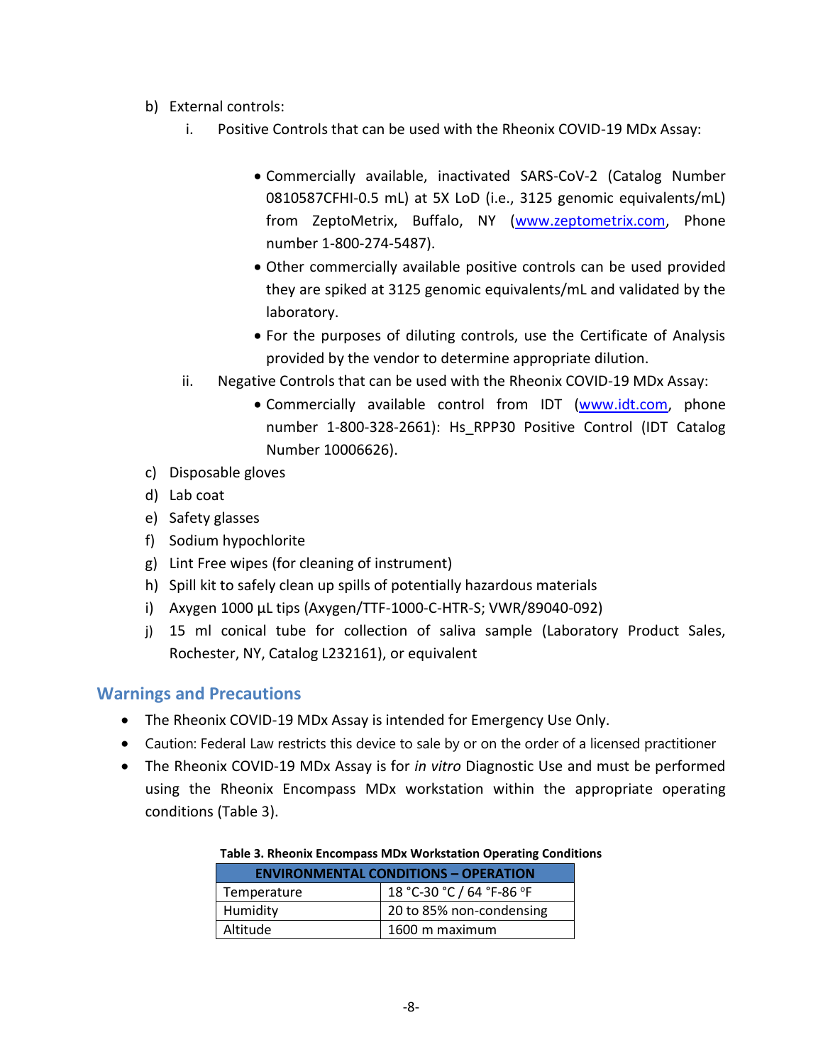b) External controls:

   i. Positive Controls that can be used with the Rheonix COVID-19 MDx Assay:

      - Commercially available, inactivated SARS-CoV-2 (Catalog Number 0810587CFHI-0.5 mL) at 5X LoD (i.e., 3125 genomic equivalents/mL) from ZeptoMetrix, Buffalo, NY (www.zeptometrix.com, Phone number 1-800-274-5487).
      - Other commercially available positive controls can be used provided they are spiked at 3125 genomic equivalents/mL and validated by the laboratory.
      - For the purposes of diluting controls, use the Certificate of Analysis provided by the vendor to determine appropriate dilution.

   ii. Negative Controls that can be used with the Rheonix COVID-19 MDx Assay:

      - Commercially available control from IDT (www.idt.com, phone number 1-800-328-2661): Hs_RPP30 Positive Control (IDT Catalog Number 10006626).

c) Disposable gloves

d) Lab coat

e) Safety glasses

f) Sodium hypochlorite

g) Lint Free wipes (for cleaning of instrument)

h) Spill kit to safely clean up spills of potentially hazardous materials

i) Axygen 1000 µL tips (Axygen/TTF-1000-C-HTR-S; VWR/89040-092)

j) 15 ml conical tube for collection of saliva sample (Laboratory Product Sales, Rochester, NY, Catalog L232161), or equivalent

## Warnings and Precautions

- The Rheonix COVID-19 MDx Assay is intended for Emergency Use Only.
- Caution: Federal Law restricts this device to sale by or on the order of a licensed practitioner
- The Rheonix COVID-19 MDx Assay is for *in vitro* Diagnostic Use and must be performed using the Rheonix Encompass MDx workstation within the appropriate operating conditions (Table 3).

**Table 3. Rheonix Encompass MDx Workstation Operating Conditions**

| ENVIRONMENTAL CONDITIONS – OPERATION | |
|---|---|
| Temperature | 18 °C-30 °C / 64 °F-86 °F |
| Humidity | 20 to 85% non-condensing |
| Altitude | 1600 m maximum |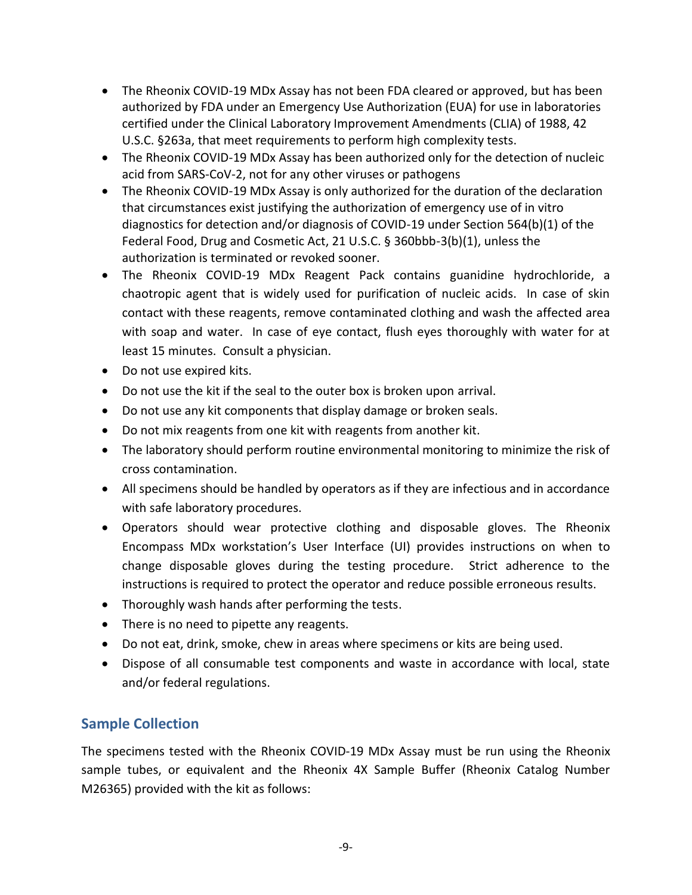- The Rheonix COVID-19 MDx Assay has not been FDA cleared or approved, but has been authorized by FDA under an Emergency Use Authorization (EUA) for use in laboratories certified under the Clinical Laboratory Improvement Amendments (CLIA) of 1988, 42 U.S.C. §263a, that meet requirements to perform high complexity tests.
- The Rheonix COVID-19 MDx Assay has been authorized only for the detection of nucleic acid from SARS-CoV-2, not for any other viruses or pathogens
- The Rheonix COVID-19 MDx Assay is only authorized for the duration of the declaration that circumstances exist justifying the authorization of emergency use of in vitro diagnostics for detection and/or diagnosis of COVID-19 under Section 564(b)(1) of the Federal Food, Drug and Cosmetic Act, 21 U.S.C. § 360bbb-3(b)(1), unless the authorization is terminated or revoked sooner.
- The Rheonix COVID-19 MDx Reagent Pack contains guanidine hydrochloride, a chaotropic agent that is widely used for purification of nucleic acids. In case of skin contact with these reagents, remove contaminated clothing and wash the affected area with soap and water. In case of eye contact, flush eyes thoroughly with water for at least 15 minutes. Consult a physician.
- Do not use expired kits.
- Do not use the kit if the seal to the outer box is broken upon arrival.
- Do not use any kit components that display damage or broken seals.
- Do not mix reagents from one kit with reagents from another kit.
- The laboratory should perform routine environmental monitoring to minimize the risk of cross contamination.
- All specimens should be handled by operators as if they are infectious and in accordance with safe laboratory procedures.
- Operators should wear protective clothing and disposable gloves. The Rheonix Encompass MDx workstation's User Interface (UI) provides instructions on when to change disposable gloves during the testing procedure. Strict adherence to the instructions is required to protect the operator and reduce possible erroneous results.
- Thoroughly wash hands after performing the tests.
- There is no need to pipette any reagents.
- Do not eat, drink, smoke, chew in areas where specimens or kits are being used.
- Dispose of all consumable test components and waste in accordance with local, state and/or federal regulations.

## Sample Collection

The specimens tested with the Rheonix COVID-19 MDx Assay must be run using the Rheonix sample tubes, or equivalent and the Rheonix 4X Sample Buffer (Rheonix Catalog Number M26365) provided with the kit as follows: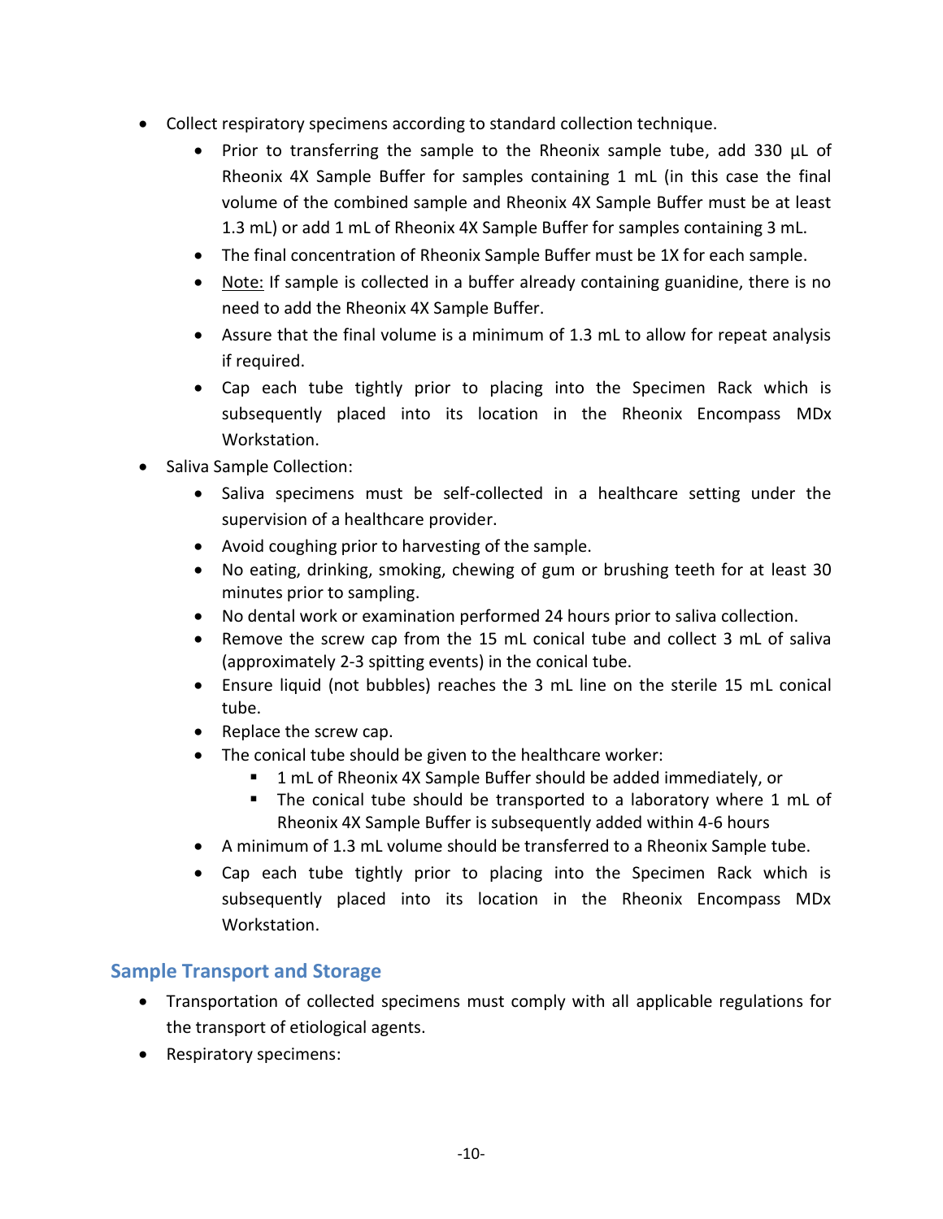- Collect respiratory specimens according to standard collection technique.
  - Prior to transferring the sample to the Rheonix sample tube, add 330 µL of Rheonix 4X Sample Buffer for samples containing 1 mL (in this case the final volume of the combined sample and Rheonix 4X Sample Buffer must be at least 1.3 mL) or add 1 mL of Rheonix 4X Sample Buffer for samples containing 3 mL.
  - The final concentration of Rheonix Sample Buffer must be 1X for each sample.
  - Note: If sample is collected in a buffer already containing guanidine, there is no need to add the Rheonix 4X Sample Buffer.
  - Assure that the final volume is a minimum of 1.3 mL to allow for repeat analysis if required.
  - Cap each tube tightly prior to placing into the Specimen Rack which is subsequently placed into its location in the Rheonix Encompass MDx Workstation.
- Saliva Sample Collection:
  - Saliva specimens must be self-collected in a healthcare setting under the supervision of a healthcare provider.
  - Avoid coughing prior to harvesting of the sample.
  - No eating, drinking, smoking, chewing of gum or brushing teeth for at least 30 minutes prior to sampling.
  - No dental work or examination performed 24 hours prior to saliva collection.
  - Remove the screw cap from the 15 mL conical tube and collect 3 mL of saliva (approximately 2-3 spitting events) in the conical tube.
  - Ensure liquid (not bubbles) reaches the 3 mL line on the sterile 15 mL conical tube.
  - Replace the screw cap.
  - The conical tube should be given to the healthcare worker:
    - 1 mL of Rheonix 4X Sample Buffer should be added immediately, or
    - The conical tube should be transported to a laboratory where 1 mL of Rheonix 4X Sample Buffer is subsequently added within 4-6 hours
  - A minimum of 1.3 mL volume should be transferred to a Rheonix Sample tube.
  - Cap each tube tightly prior to placing into the Specimen Rack which is subsequently placed into its location in the Rheonix Encompass MDx Workstation.

## Sample Transport and Storage

- Transportation of collected specimens must comply with all applicable regulations for the transport of etiological agents.
- Respiratory specimens: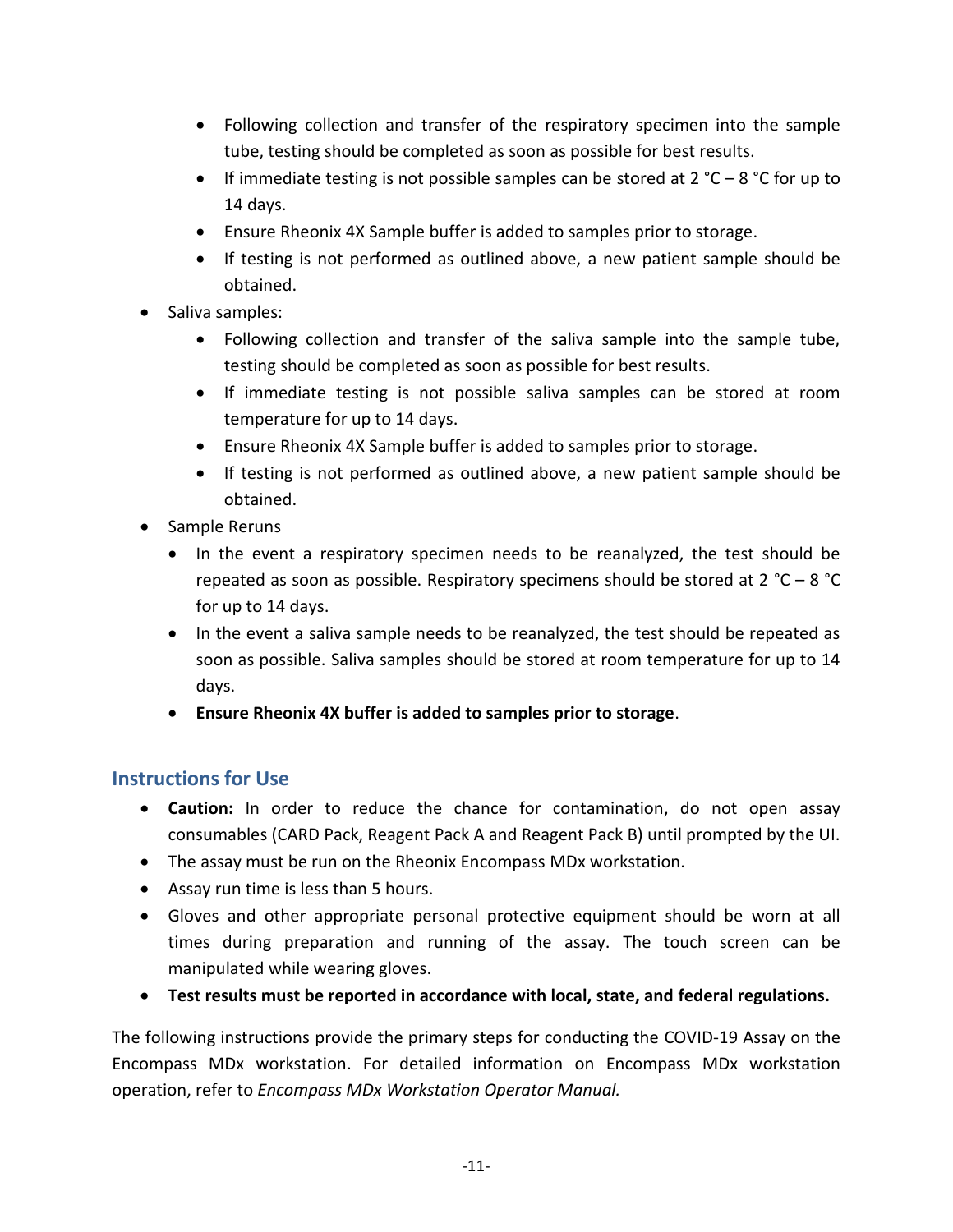- Following collection and transfer of the respiratory specimen into the sample tube, testing should be completed as soon as possible for best results.
    - If immediate testing is not possible samples can be stored at 2 °C – 8 °C for up to 14 days.
    - Ensure Rheonix 4X Sample buffer is added to samples prior to storage.
    - If testing is not performed as outlined above, a new patient sample should be obtained.
- Saliva samples:
    - Following collection and transfer of the saliva sample into the sample tube, testing should be completed as soon as possible for best results.
    - If immediate testing is not possible saliva samples can be stored at room temperature for up to 14 days.
    - Ensure Rheonix 4X Sample buffer is added to samples prior to storage.
    - If testing is not performed as outlined above, a new patient sample should be obtained.
- Sample Reruns
    - In the event a respiratory specimen needs to be reanalyzed, the test should be repeated as soon as possible. Respiratory specimens should be stored at 2 °C – 8 °C for up to 14 days.
    - In the event a saliva sample needs to be reanalyzed, the test should be repeated as soon as possible. Saliva samples should be stored at room temperature for up to 14 days.
    - **Ensure Rheonix 4X buffer is added to samples prior to storage**.

## Instructions for Use

- **Caution:** In order to reduce the chance for contamination, do not open assay consumables (CARD Pack, Reagent Pack A and Reagent Pack B) until prompted by the UI.
- The assay must be run on the Rheonix Encompass MDx workstation.
- Assay run time is less than 5 hours.
- Gloves and other appropriate personal protective equipment should be worn at all times during preparation and running of the assay. The touch screen can be manipulated while wearing gloves.
- **Test results must be reported in accordance with local, state, and federal regulations.**

The following instructions provide the primary steps for conducting the COVID-19 Assay on the Encompass MDx workstation. For detailed information on Encompass MDx workstation operation, refer to *Encompass MDx Workstation Operator Manual.*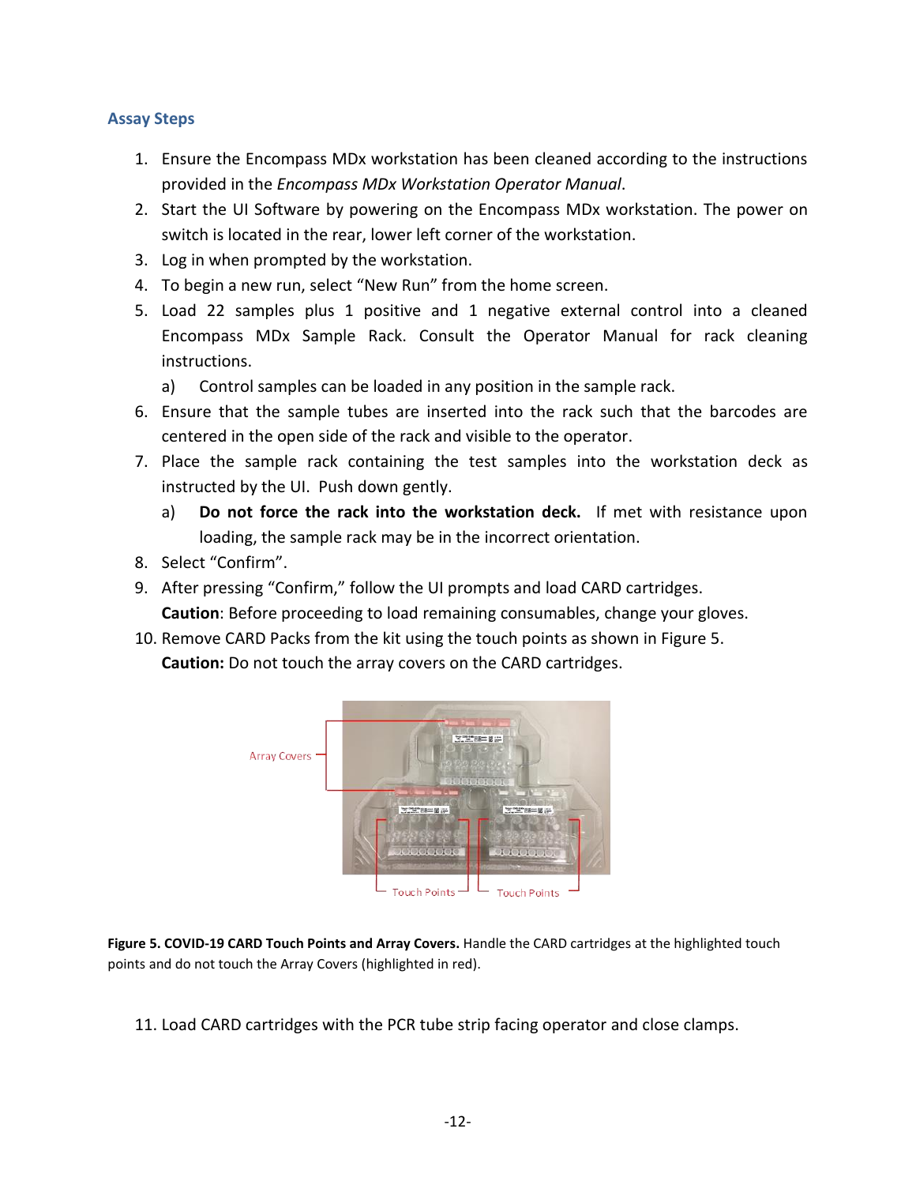### Assay Steps

1. Ensure the Encompass MDx workstation has been cleaned according to the instructions provided in the *Encompass MDx Workstation Operator Manual*.
2. Start the UI Software by powering on the Encompass MDx workstation. The power on switch is located in the rear, lower left corner of the workstation.
3. Log in when prompted by the workstation.
4. To begin a new run, select "New Run" from the home screen.
5. Load 22 samples plus 1 positive and 1 negative external control into a cleaned Encompass MDx Sample Rack. Consult the Operator Manual for rack cleaning instructions.
   a) Control samples can be loaded in any position in the sample rack.
6. Ensure that the sample tubes are inserted into the rack such that the barcodes are centered in the open side of the rack and visible to the operator.
7. Place the sample rack containing the test samples into the workstation deck as instructed by the UI. Push down gently.
   a) **Do not force the rack into the workstation deck.** If met with resistance upon loading, the sample rack may be in the incorrect orientation.
8. Select "Confirm".
9. After pressing "Confirm," follow the UI prompts and load CARD cartridges.
   **Caution**: Before proceeding to load remaining consumables, change your gloves.
10. Remove CARD Packs from the kit using the touch points as shown in Figure 5.
    **Caution:** Do not touch the array covers on the CARD cartridges.

**Figure 5. COVID-19 CARD Touch Points and Array Covers.** Handle the CARD cartridges at the highlighted touch points and do not touch the Array Covers (highlighted in red).

11. Load CARD cartridges with the PCR tube strip facing operator and close clamps.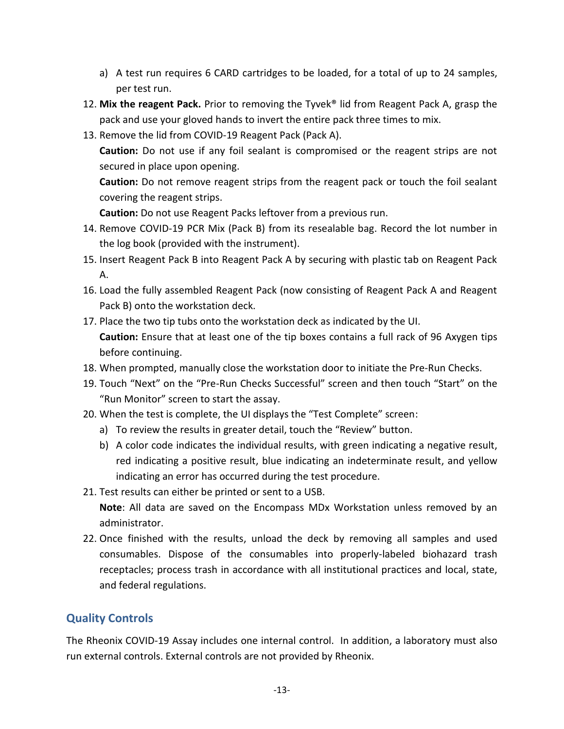a) A test run requires 6 CARD cartridges to be loaded, for a total of up to 24 samples, per test run.

12. **Mix the reagent Pack.** Prior to removing the Tyvek® lid from Reagent Pack A, grasp the pack and use your gloved hands to invert the entire pack three times to mix.
13. Remove the lid from COVID-19 Reagent Pack (Pack A).

    **Caution:** Do not use if any foil sealant is compromised or the reagent strips are not secured in place upon opening.

    **Caution:** Do not remove reagent strips from the reagent pack or touch the foil sealant covering the reagent strips.

    **Caution:** Do not use Reagent Packs leftover from a previous run.
14. Remove COVID-19 PCR Mix (Pack B) from its resealable bag. Record the lot number in the log book (provided with the instrument).
15. Insert Reagent Pack B into Reagent Pack A by securing with plastic tab on Reagent Pack A.
16. Load the fully assembled Reagent Pack (now consisting of Reagent Pack A and Reagent Pack B) onto the workstation deck.
17. Place the two tip tubs onto the workstation deck as indicated by the UI.

    **Caution:** Ensure that at least one of the tip boxes contains a full rack of 96 Axygen tips before continuing.
18. When prompted, manually close the workstation door to initiate the Pre-Run Checks.
19. Touch "Next" on the "Pre-Run Checks Successful" screen and then touch "Start" on the "Run Monitor" screen to start the assay.
20. When the test is complete, the UI displays the "Test Complete" screen:
    a) To review the results in greater detail, touch the "Review" button.
    b) A color code indicates the individual results, with green indicating a negative result, red indicating a positive result, blue indicating an indeterminate result, and yellow indicating an error has occurred during the test procedure.
21. Test results can either be printed or sent to a USB.

    **Note**: All data are saved on the Encompass MDx Workstation unless removed by an administrator.
22. Once finished with the results, unload the deck by removing all samples and used consumables. Dispose of the consumables into properly-labeled biohazard trash receptacles; process trash in accordance with all institutional practices and local, state, and federal regulations.

## Quality Controls

The Rheonix COVID-19 Assay includes one internal control. In addition, a laboratory must also run external controls. External controls are not provided by Rheonix.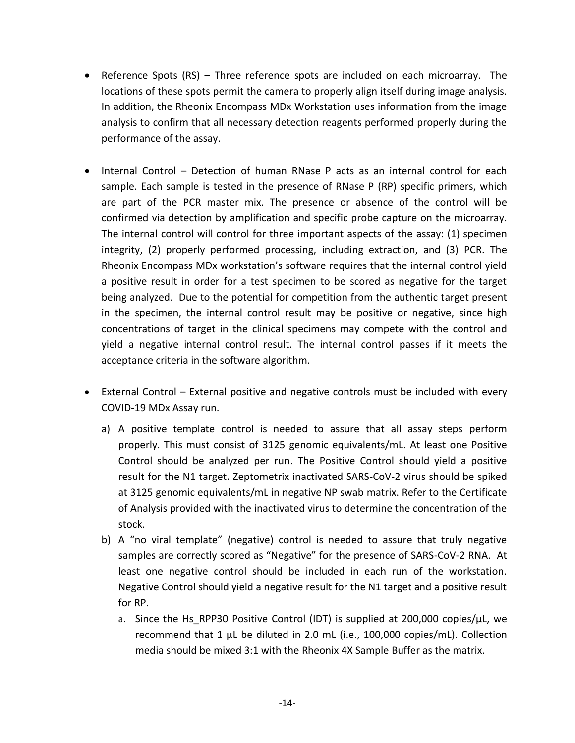- Reference Spots (RS) – Three reference spots are included on each microarray. The locations of these spots permit the camera to properly align itself during image analysis. In addition, the Rheonix Encompass MDx Workstation uses information from the image analysis to confirm that all necessary detection reagents performed properly during the performance of the assay.

- Internal Control – Detection of human RNase P acts as an internal control for each sample. Each sample is tested in the presence of RNase P (RP) specific primers, which are part of the PCR master mix. The presence or absence of the control will be confirmed via detection by amplification and specific probe capture on the microarray. The internal control will control for three important aspects of the assay: (1) specimen integrity, (2) properly performed processing, including extraction, and (3) PCR. The Rheonix Encompass MDx workstation's software requires that the internal control yield a positive result in order for a test specimen to be scored as negative for the target being analyzed. Due to the potential for competition from the authentic target present in the specimen, the internal control result may be positive or negative, since high concentrations of target in the clinical specimens may compete with the control and yield a negative internal control result. The internal control passes if it meets the acceptance criteria in the software algorithm.

- External Control – External positive and negative controls must be included with every COVID-19 MDx Assay run.
  a) A positive template control is needed to assure that all assay steps perform properly. This must consist of 3125 genomic equivalents/mL. At least one Positive Control should be analyzed per run. The Positive Control should yield a positive result for the N1 target. Zeptometrix inactivated SARS-CoV-2 virus should be spiked at 3125 genomic equivalents/mL in negative NP swab matrix. Refer to the Certificate of Analysis provided with the inactivated virus to determine the concentration of the stock.
  b) A "no viral template" (negative) control is needed to assure that truly negative samples are correctly scored as "Negative" for the presence of SARS-CoV-2 RNA. At least one negative control should be included in each run of the workstation. Negative Control should yield a negative result for the N1 target and a positive result for RP.
     a. Since the Hs_RPP30 Positive Control (IDT) is supplied at 200,000 copies/µL, we recommend that 1 µL be diluted in 2.0 mL (i.e., 100,000 copies/mL). Collection media should be mixed 3:1 with the Rheonix 4X Sample Buffer as the matrix.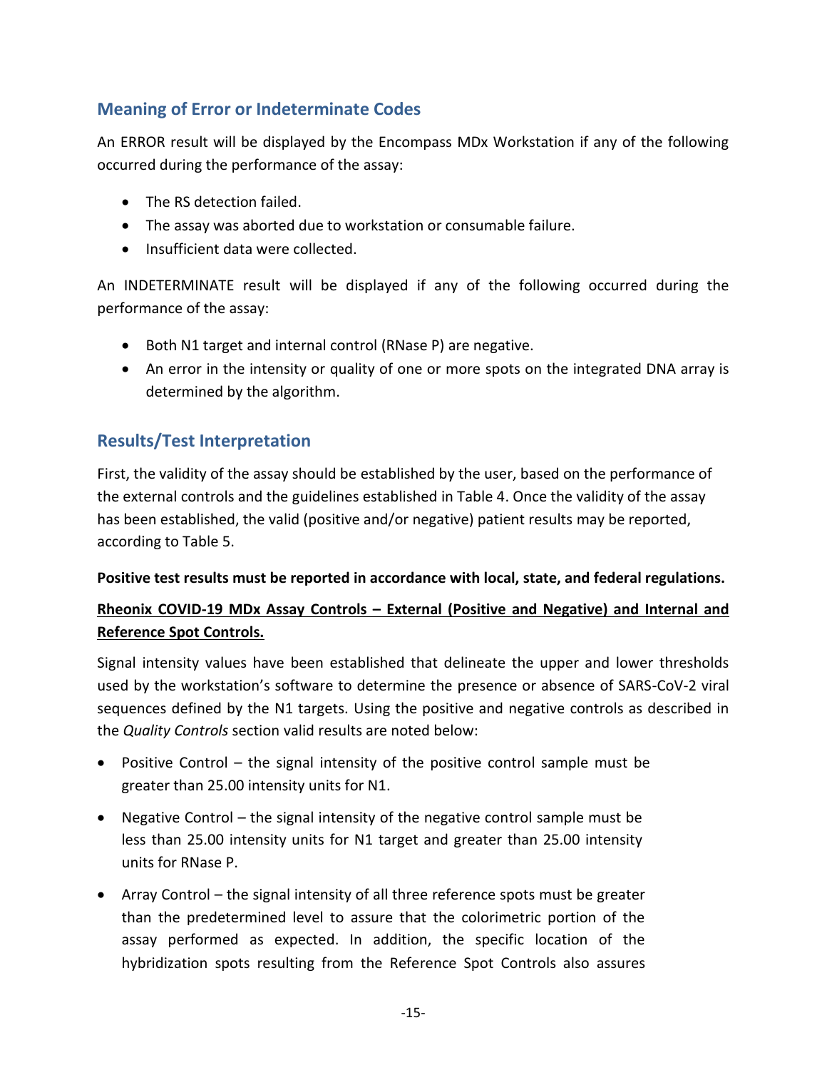## Meaning of Error or Indeterminate Codes

An ERROR result will be displayed by the Encompass MDx Workstation if any of the following occurred during the performance of the assay:

- The RS detection failed.
- The assay was aborted due to workstation or consumable failure.
- Insufficient data were collected.

An INDETERMINATE result will be displayed if any of the following occurred during the performance of the assay:

- Both N1 target and internal control (RNase P) are negative.
- An error in the intensity or quality of one or more spots on the integrated DNA array is determined by the algorithm.

## Results/Test Interpretation

First, the validity of the assay should be established by the user, based on the performance of the external controls and the guidelines established in Table 4. Once the validity of the assay has been established, the valid (positive and/or negative) patient results may be reported, according to Table 5.

**Positive test results must be reported in accordance with local, state, and federal regulations.**

**Rheonix COVID-19 MDx Assay Controls – External (Positive and Negative) and Internal and Reference Spot Controls.**

Signal intensity values have been established that delineate the upper and lower thresholds used by the workstation's software to determine the presence or absence of SARS-CoV-2 viral sequences defined by the N1 targets. Using the positive and negative controls as described in the *Quality Controls* section valid results are noted below:

- Positive Control – the signal intensity of the positive control sample must be greater than 25.00 intensity units for N1.
- Negative Control – the signal intensity of the negative control sample must be less than 25.00 intensity units for N1 target and greater than 25.00 intensity units for RNase P.
- Array Control – the signal intensity of all three reference spots must be greater than the predetermined level to assure that the colorimetric portion of the assay performed as expected. In addition, the specific location of the hybridization spots resulting from the Reference Spot Controls also assures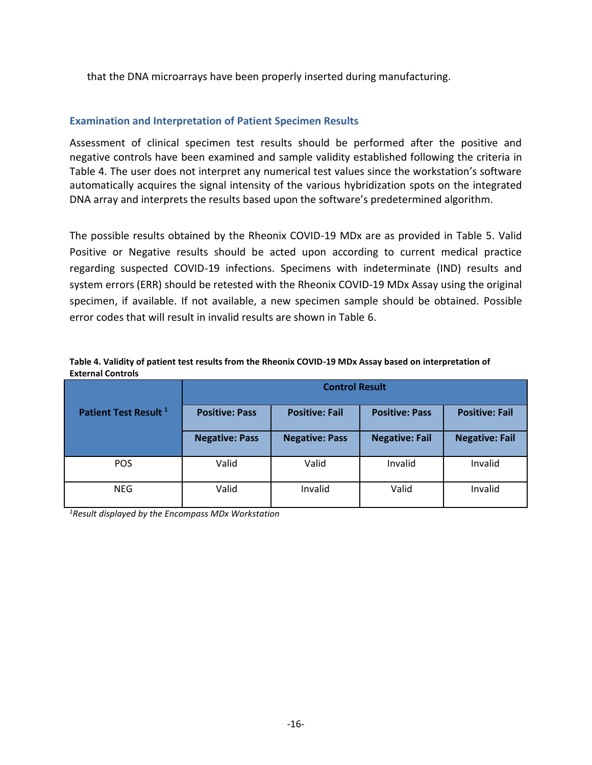that the DNA microarrays have been properly inserted during manufacturing.

### Examination and Interpretation of Patient Specimen Results

Assessment of clinical specimen test results should be performed after the positive and negative controls have been examined and sample validity established following the criteria in Table 4. The user does not interpret any numerical test values since the workstation's software automatically acquires the signal intensity of the various hybridization spots on the integrated DNA array and interprets the results based upon the software's predetermined algorithm.

The possible results obtained by the Rheonix COVID-19 MDx are as provided in Table 5. Valid Positive or Negative results should be acted upon according to current medical practice regarding suspected COVID-19 infections. Specimens with indeterminate (IND) results and system errors (ERR) should be retested with the Rheonix COVID-19 MDx Assay using the original specimen, if available. If not available, a new specimen sample should be obtained. Possible error codes that will result in invalid results are shown in Table 6.

**Table 4. Validity of patient test results from the Rheonix COVID-19 MDx Assay based on interpretation of External Controls**

| Patient Test Result [1] | Control Result | | | |
|---|---|---|---|---|
| | **Positive: Pass** | **Positive: Fail** | **Positive: Pass** | **Positive: Fail** |
| | **Negative: Pass** | **Negative: Pass** | **Negative: Fail** | **Negative: Fail** |
| POS | Valid | Valid | Invalid | Invalid |
| NEG | Valid | Invalid | Valid | Invalid |

[1]*Result displayed by the Encompass MDx Workstation*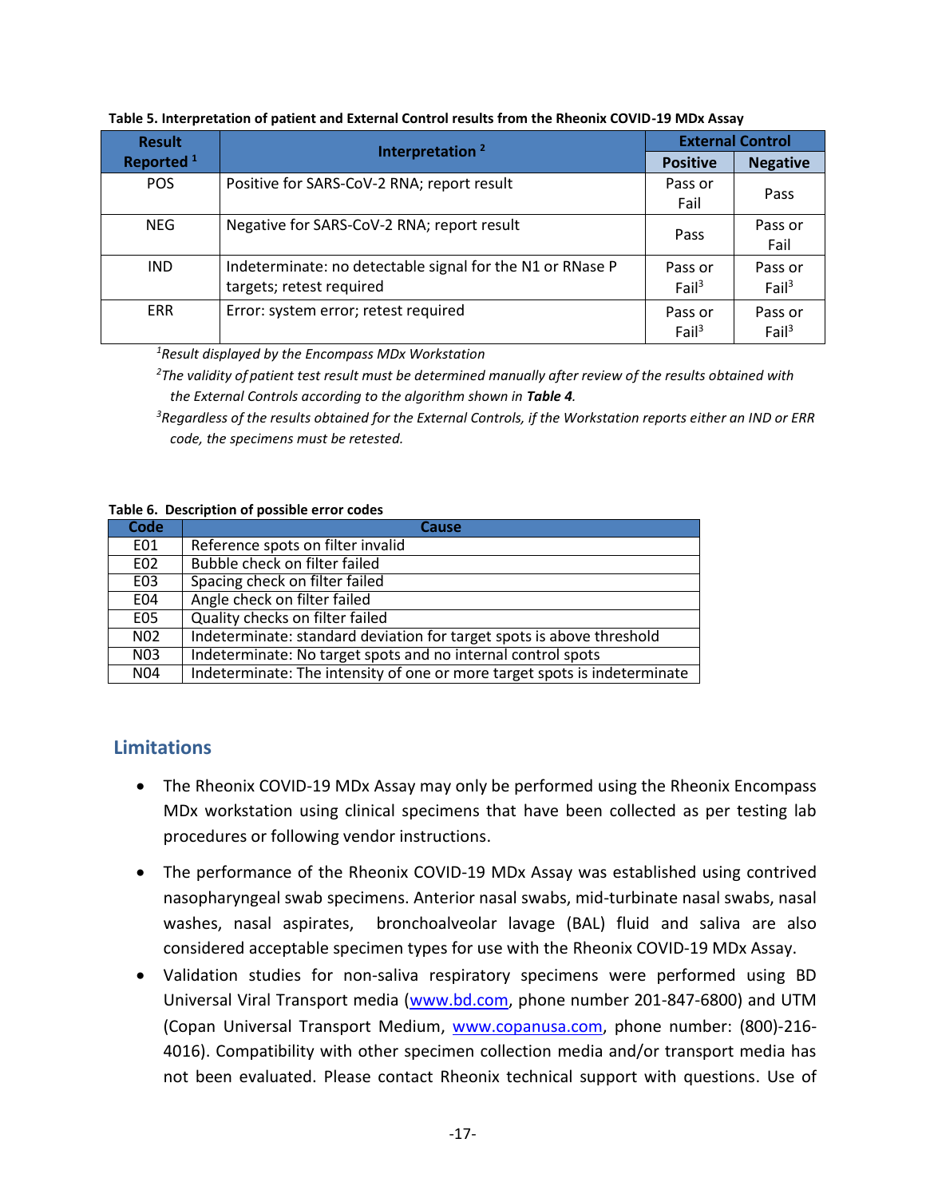**Table 5. Interpretation of patient and External Control results from the Rheonix COVID-19 MDx Assay**

| Result Reported [1] | Interpretation [2] | External Control | |
|---|---|---|---|
| | | **Positive** | **Negative** |
| POS | Positive for SARS-CoV-2 RNA; report result | Pass or Fail | Pass |
| NEG | Negative for SARS-CoV-2 RNA; report result | Pass | Pass or Fail |
| IND | Indeterminate: no detectable signal for the N1 or RNase P targets; retest required | Pass or Fail[3] | Pass or Fail[3] |
| ERR | Error: system error; retest required | Pass or Fail[3] | Pass or Fail[3] |

[1]*Result displayed by the Encompass MDx Workstation*

[2]*The validity of patient test result must be determined manually after review of the results obtained with the External Controls according to the algorithm shown in* ***Table 4****.*

[3]*Regardless of the results obtained for the External Controls, if the Workstation reports either an IND or ERR code, the specimens must be retested.*

**Table 6. Description of possible error codes**

| Code | Cause |
|---|---|
| E01 | Reference spots on filter invalid |
| E02 | Bubble check on filter failed |
| E03 | Spacing check on filter failed |
| E04 | Angle check on filter failed |
| E05 | Quality checks on filter failed |
| N02 | Indeterminate: standard deviation for target spots is above threshold |
| N03 | Indeterminate: No target spots and no internal control spots |
| N04 | Indeterminate: The intensity of one or more target spots is indeterminate |

## Limitations

- The Rheonix COVID-19 MDx Assay may only be performed using the Rheonix Encompass MDx workstation using clinical specimens that have been collected as per testing lab procedures or following vendor instructions.
- The performance of the Rheonix COVID-19 MDx Assay was established using contrived nasopharyngeal swab specimens. Anterior nasal swabs, mid-turbinate nasal swabs, nasal washes, nasal aspirates, bronchoalveolar lavage (BAL) fluid and saliva are also considered acceptable specimen types for use with the Rheonix COVID-19 MDx Assay.
- Validation studies for non-saliva respiratory specimens were performed using BD Universal Viral Transport media (www.bd.com, phone number 201-847-6800) and UTM (Copan Universal Transport Medium, www.copanusa.com, phone number: (800)-216-4016). Compatibility with other specimen collection media and/or transport media has not been evaluated. Please contact Rheonix technical support with questions. Use of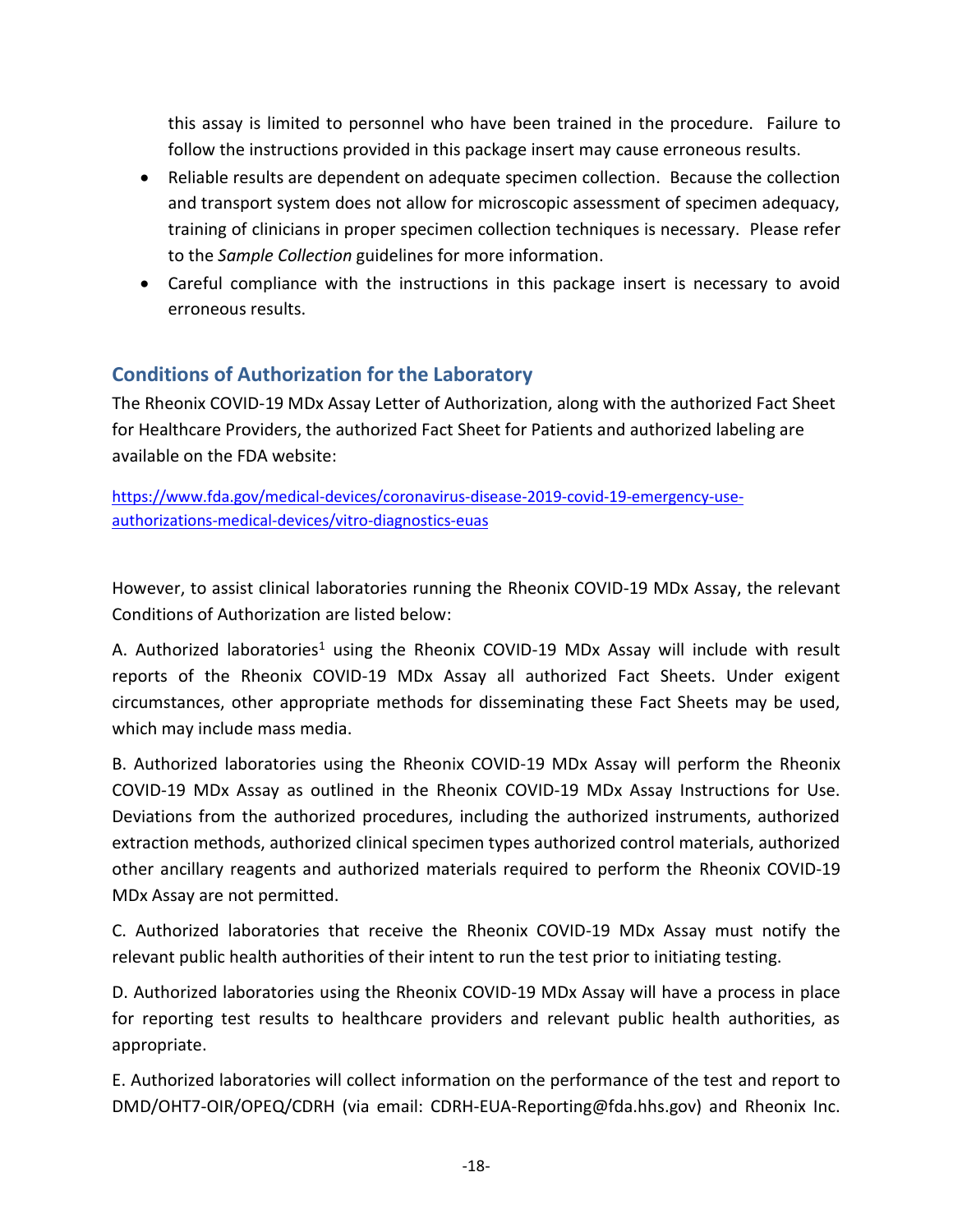this assay is limited to personnel who have been trained in the procedure. Failure to follow the instructions provided in this package insert may cause erroneous results.

- Reliable results are dependent on adequate specimen collection. Because the collection and transport system does not allow for microscopic assessment of specimen adequacy, training of clinicians in proper specimen collection techniques is necessary. Please refer to the *Sample Collection* guidelines for more information.
- Careful compliance with the instructions in this package insert is necessary to avoid erroneous results.

## Conditions of Authorization for the Laboratory

The Rheonix COVID-19 MDx Assay Letter of Authorization, along with the authorized Fact Sheet for Healthcare Providers, the authorized Fact Sheet for Patients and authorized labeling are available on the FDA website:

https://www.fda.gov/medical-devices/coronavirus-disease-2019-covid-19-emergency-use-authorizations-medical-devices/vitro-diagnostics-euas

However, to assist clinical laboratories running the Rheonix COVID-19 MDx Assay, the relevant Conditions of Authorization are listed below:

A. Authorized laboratories[1] using the Rheonix COVID-19 MDx Assay will include with result reports of the Rheonix COVID-19 MDx Assay all authorized Fact Sheets. Under exigent circumstances, other appropriate methods for disseminating these Fact Sheets may be used, which may include mass media.

B. Authorized laboratories using the Rheonix COVID-19 MDx Assay will perform the Rheonix COVID-19 MDx Assay as outlined in the Rheonix COVID-19 MDx Assay Instructions for Use. Deviations from the authorized procedures, including the authorized instruments, authorized extraction methods, authorized clinical specimen types authorized control materials, authorized other ancillary reagents and authorized materials required to perform the Rheonix COVID-19 MDx Assay are not permitted.

C. Authorized laboratories that receive the Rheonix COVID-19 MDx Assay must notify the relevant public health authorities of their intent to run the test prior to initiating testing.

D. Authorized laboratories using the Rheonix COVID-19 MDx Assay will have a process in place for reporting test results to healthcare providers and relevant public health authorities, as appropriate.

E. Authorized laboratories will collect information on the performance of the test and report to DMD/OHT7-OIR/OPEQ/CDRH (via email: CDRH-EUA-Reporting@fda.hhs.gov) and Rheonix Inc.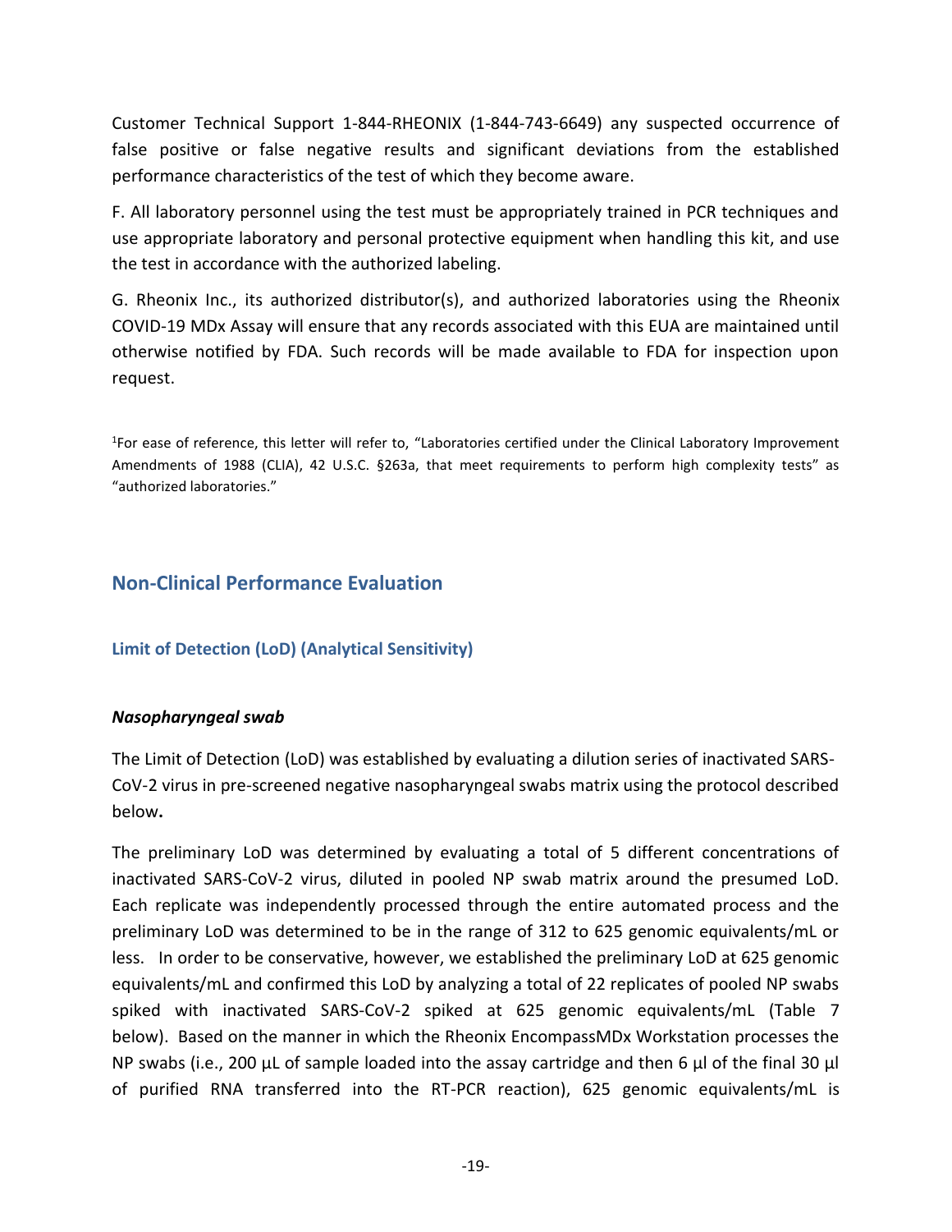Customer Technical Support 1-844-RHEONIX (1-844-743-6649) any suspected occurrence of false positive or false negative results and significant deviations from the established performance characteristics of the test of which they become aware.

F. All laboratory personnel using the test must be appropriately trained in PCR techniques and use appropriate laboratory and personal protective equipment when handling this kit, and use the test in accordance with the authorized labeling.

G. Rheonix Inc., its authorized distributor(s), and authorized laboratories using the Rheonix COVID-19 MDx Assay will ensure that any records associated with this EUA are maintained until otherwise notified by FDA. Such records will be made available to FDA for inspection upon request.

[1]For ease of reference, this letter will refer to, "Laboratories certified under the Clinical Laboratory Improvement Amendments of 1988 (CLIA), 42 U.S.C. §263a, that meet requirements to perform high complexity tests" as "authorized laboratories."

## Non-Clinical Performance Evaluation

### Limit of Detection (LoD) (Analytical Sensitivity)

***Nasopharyngeal swab***

The Limit of Detection (LoD) was established by evaluating a dilution series of inactivated SARS-CoV-2 virus in pre-screened negative nasopharyngeal swabs matrix using the protocol described below**.**

The preliminary LoD was determined by evaluating a total of 5 different concentrations of inactivated SARS-CoV-2 virus, diluted in pooled NP swab matrix around the presumed LoD. Each replicate was independently processed through the entire automated process and the preliminary LoD was determined to be in the range of 312 to 625 genomic equivalents/mL or less. In order to be conservative, however, we established the preliminary LoD at 625 genomic equivalents/mL and confirmed this LoD by analyzing a total of 22 replicates of pooled NP swabs spiked with inactivated SARS-CoV-2 spiked at 625 genomic equivalents/mL (Table 7 below). Based on the manner in which the Rheonix EncompassMDx Workstation processes the NP swabs (i.e., 200 µL of sample loaded into the assay cartridge and then 6 µl of the final 30 µl of purified RNA transferred into the RT-PCR reaction), 625 genomic equivalents/mL is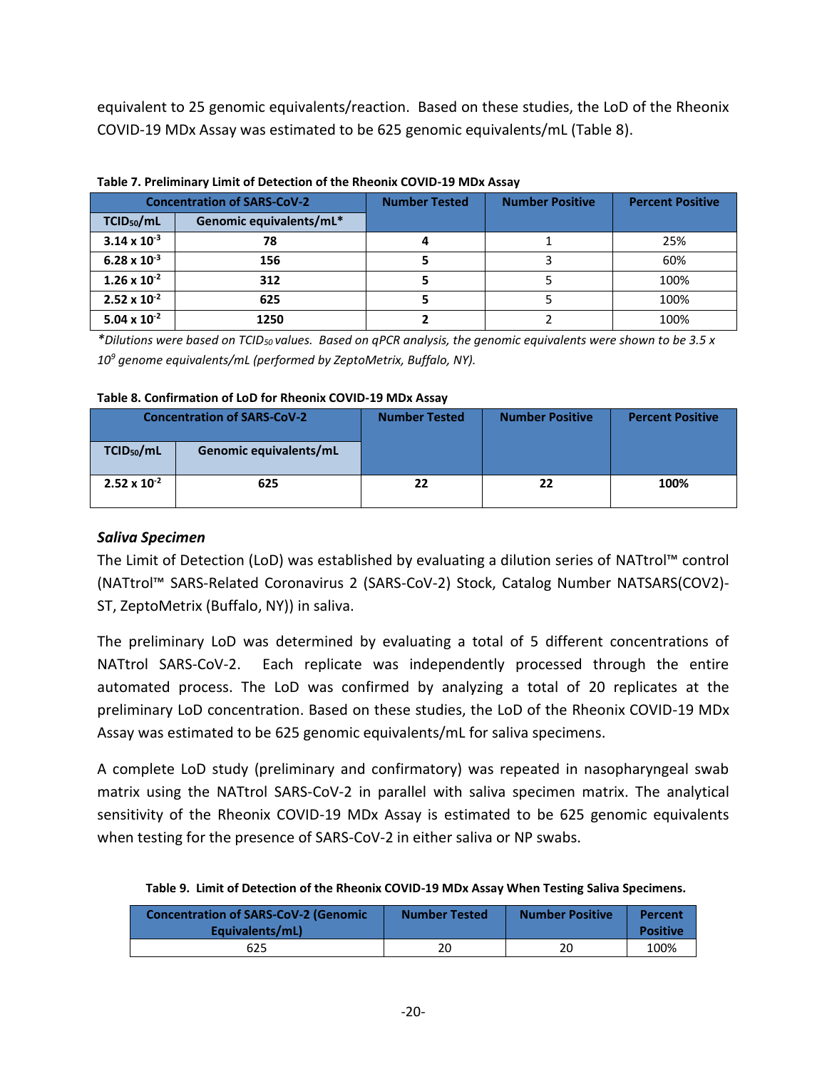equivalent to 25 genomic equivalents/reaction. Based on these studies, the LoD of the Rheonix COVID-19 MDx Assay was estimated to be 625 genomic equivalents/mL (Table 8).

**Table 7. Preliminary Limit of Detection of the Rheonix COVID-19 MDx Assay**

| Concentration of SARS-CoV-2 | | Number Tested | Number Positive | Percent Positive |
|---|---|---|---|---|
| $TCID_{50}$/mL | Genomic equivalents/mL* | | | |
| $3.14 \times 10^{-3}$ | 78 | 4 | 1 | 25% |
| $6.28 \times 10^{-3}$ | 156 | 5 | 3 | 60% |
| $1.26 \times 10^{-2}$ | 312 | 5 | 5 | 100% |
| $2.52 \times 10^{-2}$ | 625 | 5 | 5 | 100% |
| $5.04 \times 10^{-2}$ | 1250 | 2 | 2 | 100% |

*\*Dilutions were based on $TCID_{50}$ values. Based on qPCR analysis, the genomic equivalents were shown to be $3.5 \times 10^9$ genome equivalents/mL (performed by ZeptoMetrix, Buffalo, NY).*

**Table 8. Confirmation of LoD for Rheonix COVID-19 MDx Assay**

| Concentration of SARS-CoV-2 | | Number Tested | Number Positive | Percent Positive |
|---|---|---|---|---|
| $TCID_{50}$/mL | Genomic equivalents/mL | | | |
| $2.52 \times 10^{-2}$ | 625 | 22 | 22 | 100% |

### *Saliva Specimen*

The Limit of Detection (LoD) was established by evaluating a dilution series of NATtrol™ control (NATtrol™ SARS-Related Coronavirus 2 (SARS-CoV-2) Stock, Catalog Number NATSARS(COV2)-ST, ZeptoMetrix (Buffalo, NY)) in saliva.

The preliminary LoD was determined by evaluating a total of 5 different concentrations of NATtrol SARS-CoV-2. Each replicate was independently processed through the entire automated process. The LoD was confirmed by analyzing a total of 20 replicates at the preliminary LoD concentration. Based on these studies, the LoD of the Rheonix COVID-19 MDx Assay was estimated to be 625 genomic equivalents/mL for saliva specimens.

A complete LoD study (preliminary and confirmatory) was repeated in nasopharyngeal swab matrix using the NATtrol SARS-CoV-2 in parallel with saliva specimen matrix. The analytical sensitivity of the Rheonix COVID-19 MDx Assay is estimated to be 625 genomic equivalents when testing for the presence of SARS-CoV-2 in either saliva or NP swabs.

**Table 9. Limit of Detection of the Rheonix COVID-19 MDx Assay When Testing Saliva Specimens.**

| Concentration of SARS-CoV-2 (Genomic Equivalents/mL) | Number Tested | Number Positive | Percent Positive |
|---|---|---|---|
| 625 | 20 | 20 | 100% |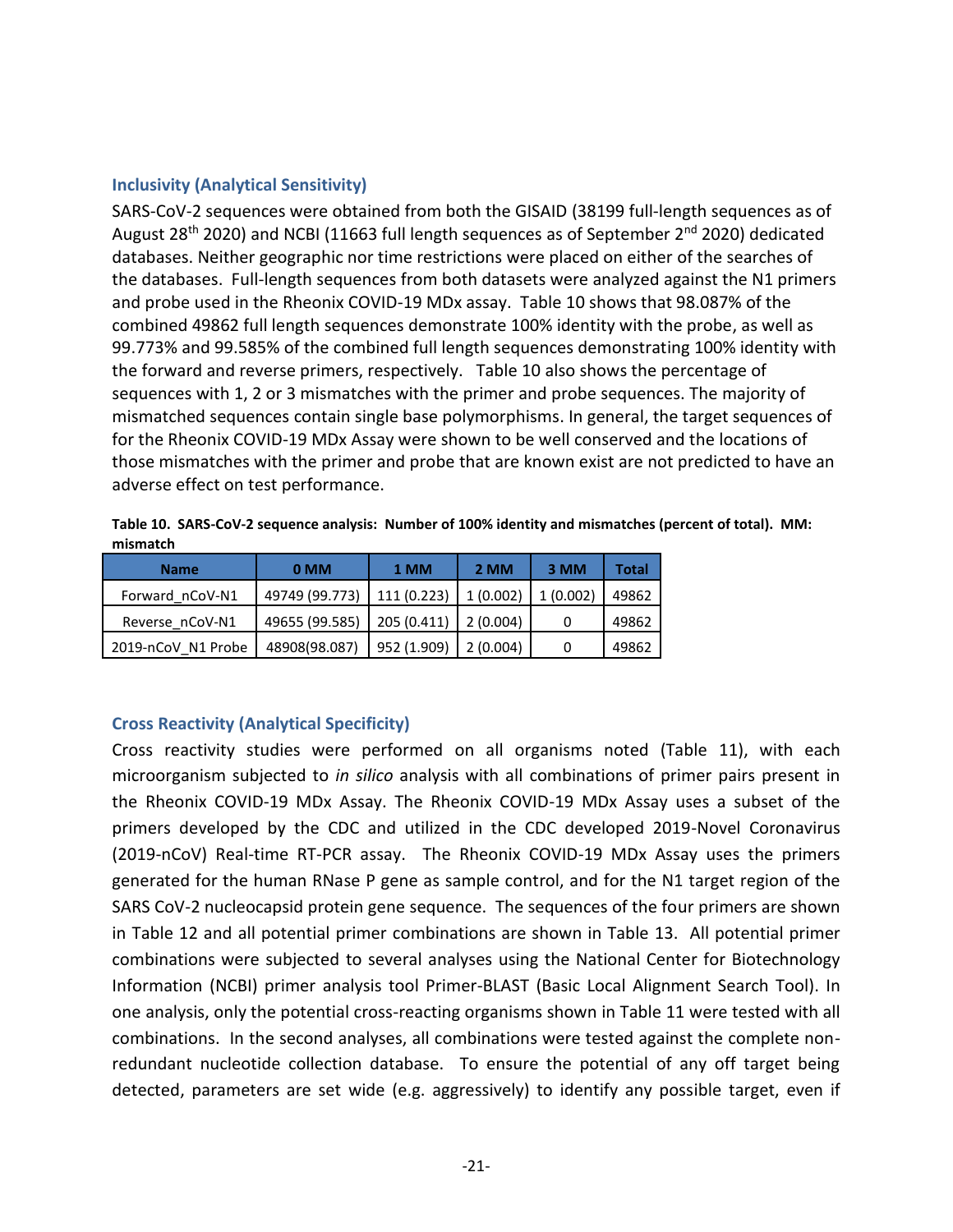### Inclusivity (Analytical Sensitivity)

SARS-CoV-2 sequences were obtained from both the GISAID (38199 full-length sequences as of August 28th 2020) and NCBI (11663 full length sequences as of September 2nd 2020) dedicated databases. Neither geographic nor time restrictions were placed on either of the searches of the databases. Full-length sequences from both datasets were analyzed against the N1 primers and probe used in the Rheonix COVID-19 MDx assay. Table 10 shows that 98.087% of the combined 49862 full length sequences demonstrate 100% identity with the probe, as well as 99.773% and 99.585% of the combined full length sequences demonstrating 100% identity with the forward and reverse primers, respectively. Table 10 also shows the percentage of sequences with 1, 2 or 3 mismatches with the primer and probe sequences. The majority of mismatched sequences contain single base polymorphisms. In general, the target sequences of for the Rheonix COVID-19 MDx Assay were shown to be well conserved and the locations of those mismatches with the primer and probe that are known exist are not predicted to have an adverse effect on test performance.

**Table 10. SARS-CoV-2 sequence analysis: Number of 100% identity and mismatches (percent of total). MM: mismatch**

| Name | 0 MM | 1 MM | 2 MM | 3 MM | Total |
|---|---|---|---|---|---|
| Forward_nCoV-N1 | 49749 (99.773) | 111 (0.223) | 1 (0.002) | 1 (0.002) | 49862 |
| Reverse_nCoV-N1 | 49655 (99.585) | 205 (0.411) | 2 (0.004) | 0 | 49862 |
| 2019-nCoV_N1 Probe | 48908(98.087) | 952 (1.909) | 2 (0.004) | 0 | 49862 |

### Cross Reactivity (Analytical Specificity)

Cross reactivity studies were performed on all organisms noted (Table 11), with each microorganism subjected to *in silico* analysis with all combinations of primer pairs present in the Rheonix COVID-19 MDx Assay. The Rheonix COVID-19 MDx Assay uses a subset of the primers developed by the CDC and utilized in the CDC developed 2019-Novel Coronavirus (2019-nCoV) Real-time RT-PCR assay. The Rheonix COVID-19 MDx Assay uses the primers generated for the human RNase P gene as sample control, and for the N1 target region of the SARS CoV-2 nucleocapsid protein gene sequence. The sequences of the four primers are shown in Table 12 and all potential primer combinations are shown in Table 13. All potential primer combinations were subjected to several analyses using the National Center for Biotechnology Information (NCBI) primer analysis tool Primer-BLAST (Basic Local Alignment Search Tool). In one analysis, only the potential cross-reacting organisms shown in Table 11 were tested with all combinations. In the second analyses, all combinations were tested against the complete non-redundant nucleotide collection database. To ensure the potential of any off target being detected, parameters are set wide (e.g. aggressively) to identify any possible target, even if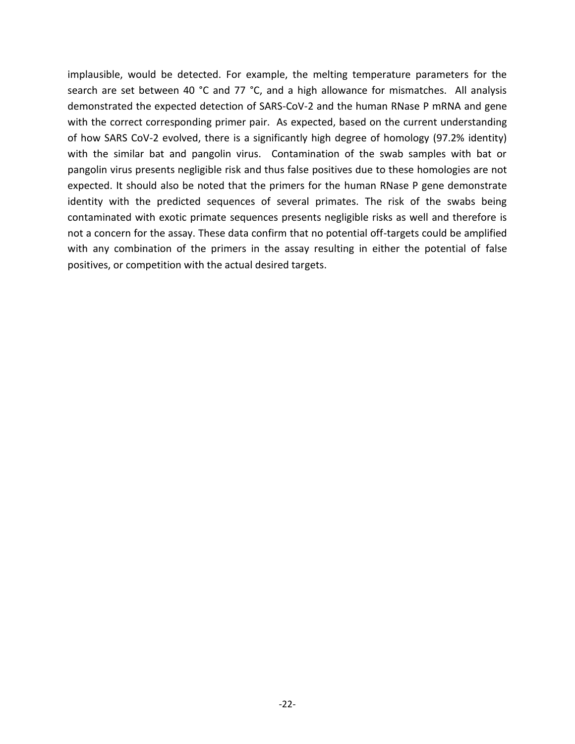implausible, would be detected. For example, the melting temperature parameters for the search are set between 40 °C and 77 °C, and a high allowance for mismatches. All analysis demonstrated the expected detection of SARS-CoV-2 and the human RNase P mRNA and gene with the correct corresponding primer pair. As expected, based on the current understanding of how SARS CoV-2 evolved, there is a significantly high degree of homology (97.2% identity) with the similar bat and pangolin virus. Contamination of the swab samples with bat or pangolin virus presents negligible risk and thus false positives due to these homologies are not expected. It should also be noted that the primers for the human RNase P gene demonstrate identity with the predicted sequences of several primates. The risk of the swabs being contaminated with exotic primate sequences presents negligible risks as well and therefore is not a concern for the assay. These data confirm that no potential off-targets could be amplified with any combination of the primers in the assay resulting in either the potential of false positives, or competition with the actual desired targets.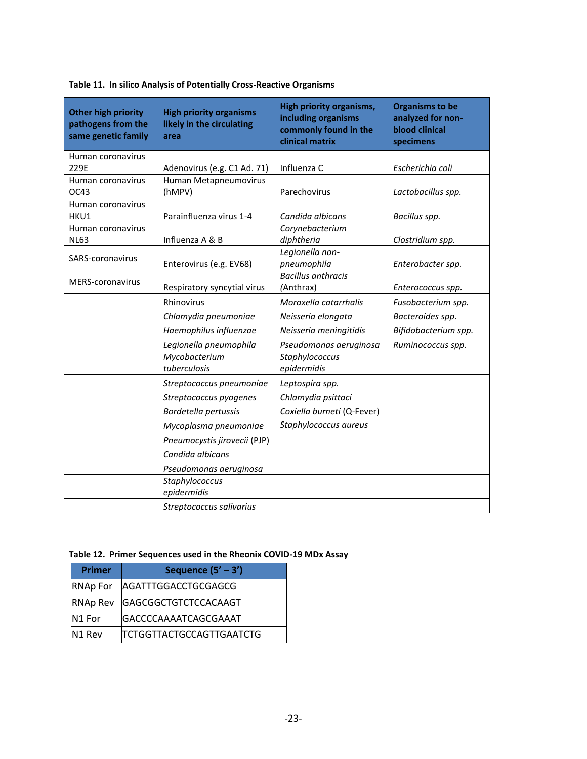**Table 11. In silico Analysis of Potentially Cross-Reactive Organisms**

| Other high priority pathogens from the same genetic family | High priority organisms likely in the circulating area | High priority organisms, including organisms commonly found in the clinical matrix | Organisms to be analyzed for non-blood clinical specimens |
|---|---|---|---|
| Human coronavirus 229E | Adenovirus (e.g. C1 Ad. 71) | Influenza C | *Escherichia coli* |
| Human coronavirus OC43 | Human Metapneumovirus (hMPV) | Parechovirus | *Lactobacillus spp.* |
| Human coronavirus HKU1 | Parainfluenza virus 1-4 | *Candida albicans* | *Bacillus spp.* |
| Human coronavirus NL63 | Influenza A & B | *Corynebacterium diphtheria* | *Clostridium spp.* |
| SARS-coronavirus | Enterovirus (e.g. EV68) | *Legionella non-pneumophila* | *Enterobacter spp.* |
| MERS-coronavirus | Respiratory syncytial virus | *Bacillus anthracis* (Anthrax) | *Enterococcus spp.* |
| | Rhinovirus | *Moraxella catarrhalis* | *Fusobacterium spp.* |
| | *Chlamydia pneumoniae* | *Neisseria elongata* | *Bacteroides spp.* |
| | *Haemophilus influenzae* | *Neisseria meningitidis* | *Bifidobacterium spp.* |
| | *Legionella pneumophila* | *Pseudomonas aeruginosa* | *Ruminococcus spp.* |
| | *Mycobacterium tuberculosis* | *Staphylococcus epidermidis* | |
| | *Streptococcus pneumoniae* | *Leptospira spp.* | |
| | *Streptococcus pyogenes* | *Chlamydia psittaci* | |
| | *Bordetella pertussis* | *Coxiella burneti* (Q-Fever) | |
| | *Mycoplasma pneumoniae* | *Staphylococcus aureus* | |
| | *Pneumocystis jirovecii* (PJP) | | |
| | *Candida albicans* | | |
| | *Pseudomonas aeruginosa* | | |
| | *Staphylococcus epidermidis* | | |
| | *Streptococcus salivarius* | | |

**Table 12. Primer Sequences used in the Rheonix COVID-19 MDx Assay**

| Primer | Sequence (5' – 3') |
|---|---|
| RNAp For | AGATTTGGACCTGCGAGCG |
| RNAp Rev | GAGCGGCTGTCTCCACAAGT |
| N1 For | GACCCCAAAATCAGCGAAAT |
| N1 Rev | TCTGGTTACTGCCAGTTGAATCTG |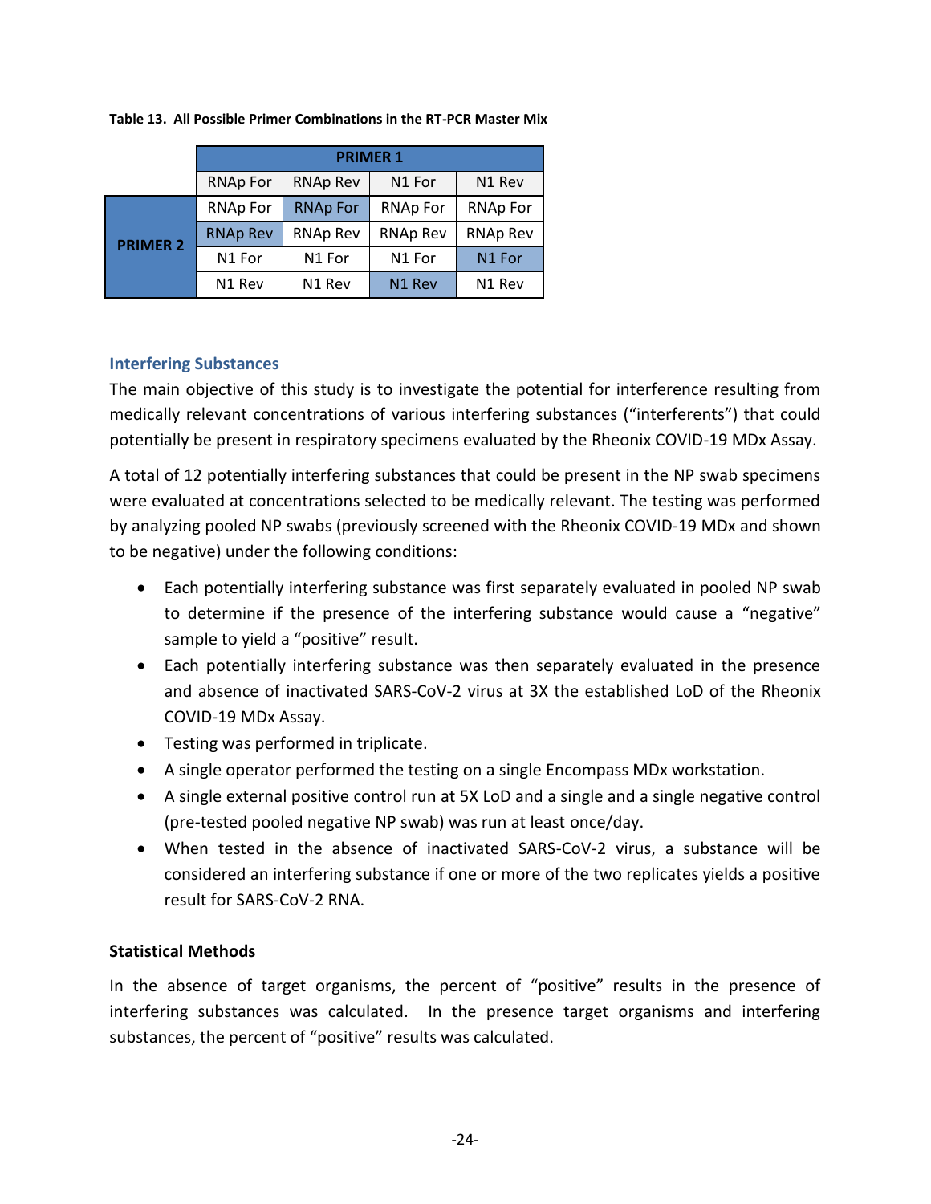**Table 13. All Possible Primer Combinations in the RT-PCR Master Mix**

| | PRIMER 1 | | | |
|---|---|---|---|---|
| | RNAp For | RNAp Rev | N1 For | N1 Rev |
| PRIMER 2 | RNAp For | RNAp For | RNAp For | RNAp For |
| | RNAp Rev | RNAp Rev | RNAp Rev | RNAp Rev |
| | N1 For | N1 For | N1 For | N1 For |
| | N1 Rev | N1 Rev | N1 Rev | N1 Rev |

### Interfering Substances

The main objective of this study is to investigate the potential for interference resulting from medically relevant concentrations of various interfering substances ("interferents") that could potentially be present in respiratory specimens evaluated by the Rheonix COVID-19 MDx Assay.

A total of 12 potentially interfering substances that could be present in the NP swab specimens were evaluated at concentrations selected to be medically relevant. The testing was performed by analyzing pooled NP swabs (previously screened with the Rheonix COVID-19 MDx and shown to be negative) under the following conditions:

- Each potentially interfering substance was first separately evaluated in pooled NP swab to determine if the presence of the interfering substance would cause a "negative" sample to yield a "positive" result.
- Each potentially interfering substance was then separately evaluated in the presence and absence of inactivated SARS-CoV-2 virus at 3X the established LoD of the Rheonix COVID-19 MDx Assay.
- Testing was performed in triplicate.
- A single operator performed the testing on a single Encompass MDx workstation.
- A single external positive control run at 5X LoD and a single and a single negative control (pre-tested pooled negative NP swab) was run at least once/day.
- When tested in the absence of inactivated SARS-CoV-2 virus, a substance will be considered an interfering substance if one or more of the two replicates yields a positive result for SARS-CoV-2 RNA.

**Statistical Methods**

In the absence of target organisms, the percent of "positive" results in the presence of interfering substances was calculated. In the presence target organisms and interfering substances, the percent of "positive" results was calculated.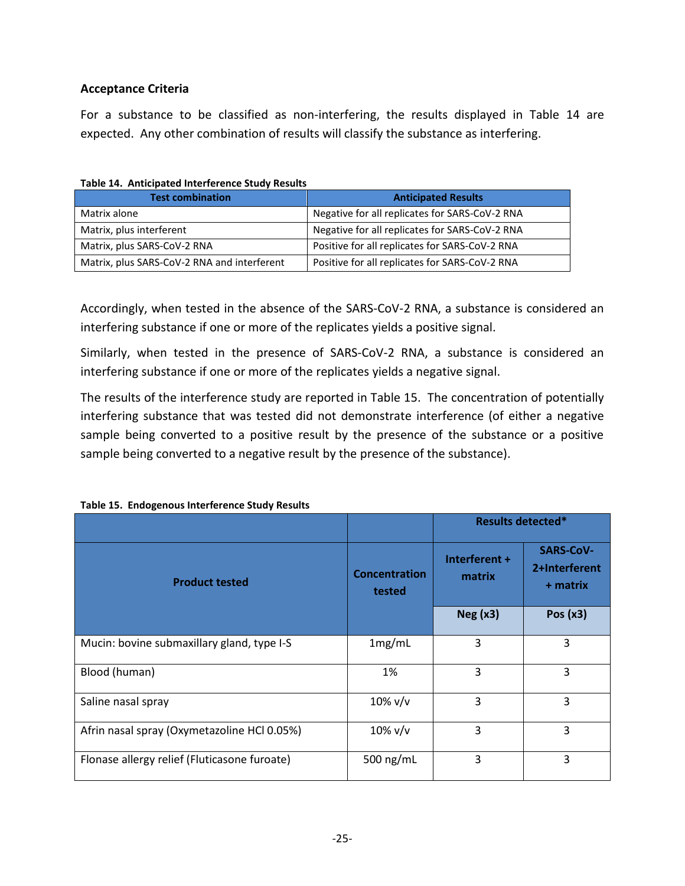### Acceptance Criteria

For a substance to be classified as non-interfering, the results displayed in Table 14 are expected. Any other combination of results will classify the substance as interfering.

**Table 14. Anticipated Interference Study Results**

| Test combination | Anticipated Results |
|---|---|
| Matrix alone | Negative for all replicates for SARS-CoV-2 RNA |
| Matrix, plus interferent | Negative for all replicates for SARS-CoV-2 RNA |
| Matrix, plus SARS-CoV-2 RNA | Positive for all replicates for SARS-CoV-2 RNA |
| Matrix, plus SARS-CoV-2 RNA and interferent | Positive for all replicates for SARS-CoV-2 RNA |

Accordingly, when tested in the absence of the SARS-CoV-2 RNA, a substance is considered an interfering substance if one or more of the replicates yields a positive signal.

Similarly, when tested in the presence of SARS-CoV-2 RNA, a substance is considered an interfering substance if one or more of the replicates yields a negative signal.

The results of the interference study are reported in Table 15. The concentration of potentially interfering substance that was tested did not demonstrate interference (of either a negative sample being converted to a positive result by the presence of the substance or a positive sample being converted to a negative result by the presence of the substance).

**Table 15. Endogenous Interference Study Results**

| Product tested | Concentration tested | Results detected* | |
|---|---|---|---|
| | | Interferent + matrix | SARS-CoV-2+Interferent + matrix |
| | | Neg (x3) | Pos (x3) |
| Mucin: bovine submaxillary gland, type I-S | 1mg/mL | 3 | 3 |
| Blood (human) | 1% | 3 | 3 |
| Saline nasal spray | 10% v/v | 3 | 3 |
| Afrin nasal spray (Oxymetazoline HCl 0.05%) | 10% v/v | 3 | 3 |
| Flonase allergy relief (Fluticasone furoate) | 500 ng/mL | 3 | 3 |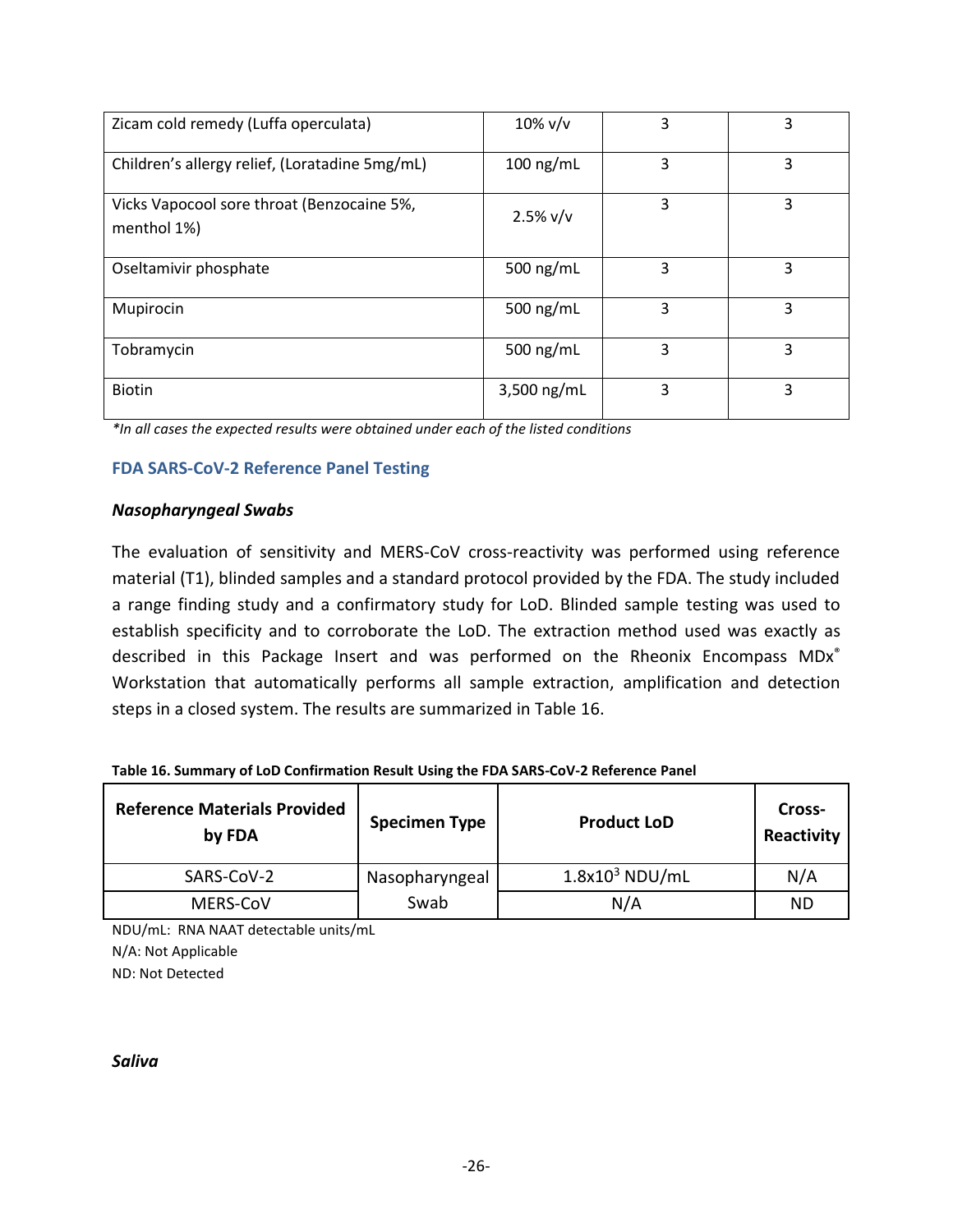| | | | |
|---|---|---|---|
| Zicam cold remedy (Luffa operculata) | 10% v/v | 3 | 3 |
| Children's allergy relief, (Loratadine 5mg/mL) | 100 ng/mL | 3 | 3 |
| Vicks Vapocool sore throat (Benzocaine 5%, menthol 1%) | 2.5% v/v | 3 | 3 |
| Oseltamivir phosphate | 500 ng/mL | 3 | 3 |
| Mupirocin | 500 ng/mL | 3 | 3 |
| Tobramycin | 500 ng/mL | 3 | 3 |
| Biotin | 3,500 ng/mL | 3 | 3 |

*\*In all cases the expected results were obtained under each of the listed conditions*

### FDA SARS-CoV-2 Reference Panel Testing

#### *Nasopharyngeal Swabs*

The evaluation of sensitivity and MERS-CoV cross-reactivity was performed using reference material (T1), blinded samples and a standard protocol provided by the FDA. The study included a range finding study and a confirmatory study for LoD. Blinded sample testing was used to establish specificity and to corroborate the LoD. The extraction method used was exactly as described in this Package Insert and was performed on the Rheonix Encompass MDx® Workstation that automatically performs all sample extraction, amplification and detection steps in a closed system. The results are summarized in Table 16.

**Table 16. Summary of LoD Confirmation Result Using the FDA SARS-CoV-2 Reference Panel**

| Reference Materials Provided by FDA | Specimen Type | Product LoD | Cross-Reactivity |
|---|---|---|---|
| SARS-CoV-2 | Nasopharyngeal Swab | $1.8 \times 10^3$ NDU/mL | N/A |
| MERS-CoV | | N/A | ND |

NDU/mL: RNA NAAT detectable units/mL
N/A: Not Applicable
ND: Not Detected

#### *Saliva*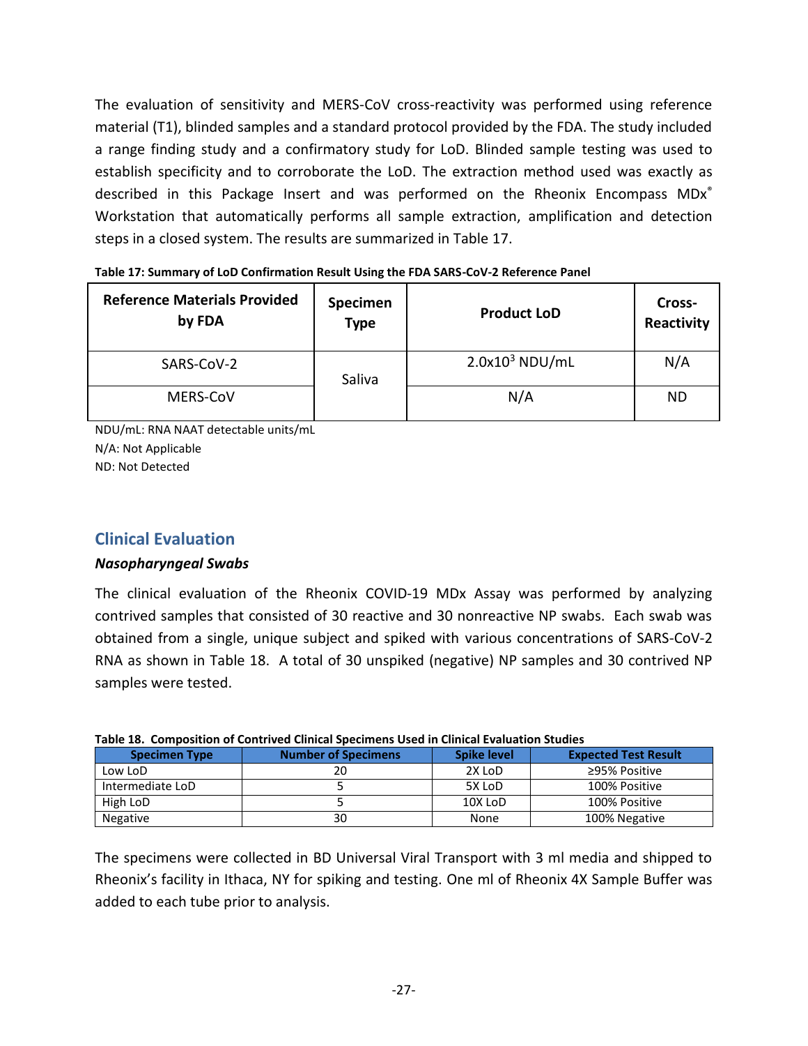The evaluation of sensitivity and MERS-CoV cross-reactivity was performed using reference material (T1), blinded samples and a standard protocol provided by the FDA. The study included a range finding study and a confirmatory study for LoD. Blinded sample testing was used to establish specificity and to corroborate the LoD. The extraction method used was exactly as described in this Package Insert and was performed on the Rheonix Encompass MDx® Workstation that automatically performs all sample extraction, amplification and detection steps in a closed system. The results are summarized in Table 17.

**Table 17: Summary of LoD Confirmation Result Using the FDA SARS-CoV-2 Reference Panel**

| Reference Materials Provided by FDA | Specimen Type | Product LoD | Cross-Reactivity |
|---|---|---|---|
| SARS-CoV-2 | Saliva | $2.0 \times 10^3$ NDU/mL | N/A |
| MERS-CoV | | N/A | ND |

NDU/mL: RNA NAAT detectable units/mL
N/A: Not Applicable
ND: Not Detected

## Clinical Evaluation

### *Nasopharyngeal Swabs*

The clinical evaluation of the Rheonix COVID-19 MDx Assay was performed by analyzing contrived samples that consisted of 30 reactive and 30 nonreactive NP swabs. Each swab was obtained from a single, unique subject and spiked with various concentrations of SARS-CoV-2 RNA as shown in Table 18. A total of 30 unspiked (negative) NP samples and 30 contrived NP samples were tested.

**Table 18. Composition of Contrived Clinical Specimens Used in Clinical Evaluation Studies**

| Specimen Type | Number of Specimens | Spike level | Expected Test Result |
|---|---|---|---|
| Low LoD | 20 | 2X LoD | ≥95% Positive |
| Intermediate LoD | 5 | 5X LoD | 100% Positive |
| High LoD | 5 | 10X LoD | 100% Positive |
| Negative | 30 | None | 100% Negative |

The specimens were collected in BD Universal Viral Transport with 3 ml media and shipped to Rheonix's facility in Ithaca, NY for spiking and testing. One ml of Rheonix 4X Sample Buffer was added to each tube prior to analysis.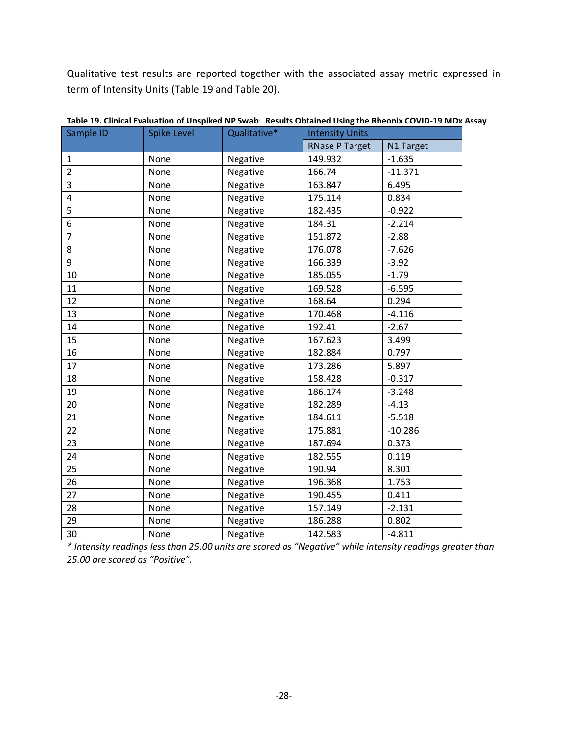Qualitative test results are reported together with the associated assay metric expressed in term of Intensity Units (Table 19 and Table 20).

**Table 19. Clinical Evaluation of Unspiked NP Swab: Results Obtained Using the Rheonix COVID-19 MDx Assay**

| Sample ID | Spike Level | Qualitative* | Intensity Units | |
|---|---|---|---|---|
| | | | RNase P Target | N1 Target |
| 1 | None | Negative | 149.932 | -1.635 |
| 2 | None | Negative | 166.74 | -11.371 |
| 3 | None | Negative | 163.847 | 6.495 |
| 4 | None | Negative | 175.114 | 0.834 |
| 5 | None | Negative | 182.435 | -0.922 |
| 6 | None | Negative | 184.31 | -2.214 |
| 7 | None | Negative | 151.872 | -2.88 |
| 8 | None | Negative | 176.078 | -7.626 |
| 9 | None | Negative | 166.339 | -3.92 |
| 10 | None | Negative | 185.055 | -1.79 |
| 11 | None | Negative | 169.528 | -6.595 |
| 12 | None | Negative | 168.64 | 0.294 |
| 13 | None | Negative | 170.468 | -4.116 |
| 14 | None | Negative | 192.41 | -2.67 |
| 15 | None | Negative | 167.623 | 3.499 |
| 16 | None | Negative | 182.884 | 0.797 |
| 17 | None | Negative | 173.286 | 5.897 |
| 18 | None | Negative | 158.428 | -0.317 |
| 19 | None | Negative | 186.174 | -3.248 |
| 20 | None | Negative | 182.289 | -4.13 |
| 21 | None | Negative | 184.611 | -5.518 |
| 22 | None | Negative | 175.881 | -10.286 |
| 23 | None | Negative | 187.694 | 0.373 |
| 24 | None | Negative | 182.555 | 0.119 |
| 25 | None | Negative | 190.94 | 8.301 |
| 26 | None | Negative | 196.368 | 1.753 |
| 27 | None | Negative | 190.455 | 0.411 |
| 28 | None | Negative | 157.149 | -2.131 |
| 29 | None | Negative | 186.288 | 0.802 |
| 30 | None | Negative | 142.583 | -4.811 |

*\* Intensity readings less than 25.00 units are scored as "Negative" while intensity readings greater than 25.00 are scored as "Positive".*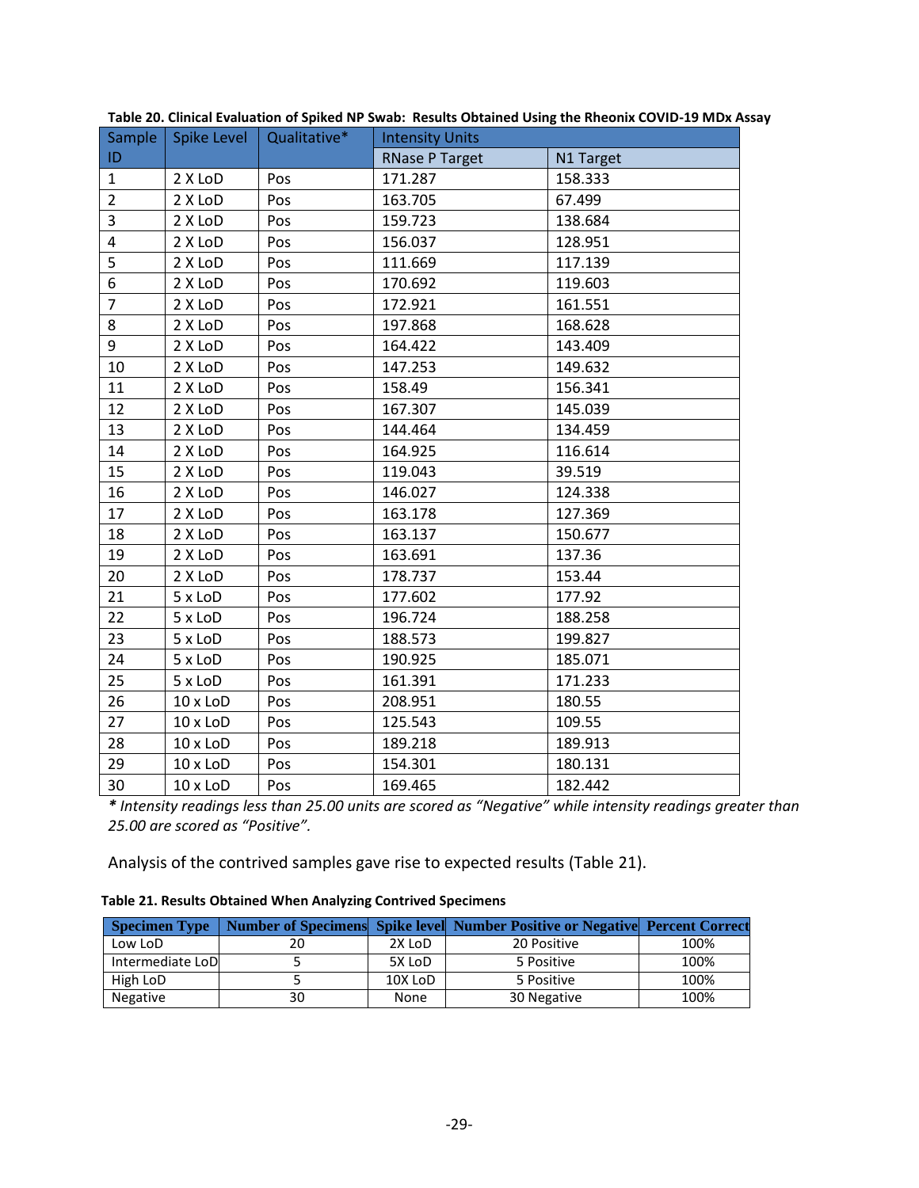**Table 20. Clinical Evaluation of Spiked NP Swab: Results Obtained Using the Rheonix COVID-19 MDx Assay**

| Sample ID | Spike Level | Qualitative* | Intensity Units | |
|---|---|---|---|---|
| | | | RNase P Target | N1 Target |
| 1 | 2 X LoD | Pos | 171.287 | 158.333 |
| 2 | 2 X LoD | Pos | 163.705 | 67.499 |
| 3 | 2 X LoD | Pos | 159.723 | 138.684 |
| 4 | 2 X LoD | Pos | 156.037 | 128.951 |
| 5 | 2 X LoD | Pos | 111.669 | 117.139 |
| 6 | 2 X LoD | Pos | 170.692 | 119.603 |
| 7 | 2 X LoD | Pos | 172.921 | 161.551 |
| 8 | 2 X LoD | Pos | 197.868 | 168.628 |
| 9 | 2 X LoD | Pos | 164.422 | 143.409 |
| 10 | 2 X LoD | Pos | 147.253 | 149.632 |
| 11 | 2 X LoD | Pos | 158.49 | 156.341 |
| 12 | 2 X LoD | Pos | 167.307 | 145.039 |
| 13 | 2 X LoD | Pos | 144.464 | 134.459 |
| 14 | 2 X LoD | Pos | 164.925 | 116.614 |
| 15 | 2 X LoD | Pos | 119.043 | 39.519 |
| 16 | 2 X LoD | Pos | 146.027 | 124.338 |
| 17 | 2 X LoD | Pos | 163.178 | 127.369 |
| 18 | 2 X LoD | Pos | 163.137 | 150.677 |
| 19 | 2 X LoD | Pos | 163.691 | 137.36 |
| 20 | 2 X LoD | Pos | 178.737 | 153.44 |
| 21 | 5 x LoD | Pos | 177.602 | 177.92 |
| 22 | 5 x LoD | Pos | 196.724 | 188.258 |
| 23 | 5 x LoD | Pos | 188.573 | 199.827 |
| 24 | 5 x LoD | Pos | 190.925 | 185.071 |
| 25 | 5 x LoD | Pos | 161.391 | 171.233 |
| 26 | 10 x LoD | Pos | 208.951 | 180.55 |
| 27 | 10 x LoD | Pos | 125.543 | 109.55 |
| 28 | 10 x LoD | Pos | 189.218 | 189.913 |
| 29 | 10 x LoD | Pos | 154.301 | 180.131 |
| 30 | 10 x LoD | Pos | 169.465 | 182.442 |

*\* Intensity readings less than 25.00 units are scored as "Negative" while intensity readings greater than 25.00 are scored as "Positive".*

Analysis of the contrived samples gave rise to expected results (Table 21).

**Table 21. Results Obtained When Analyzing Contrived Specimens**

| Specimen Type | Number of Specimens | Spike level | Number Positive or Negative | Percent Correct |
|---|---|---|---|---|
| Low LoD | 20 | 2X LoD | 20 Positive | 100% |
| Intermediate LoD | 5 | 5X LoD | 5 Positive | 100% |
| High LoD | 5 | 10X LoD | 5 Positive | 100% |
| Negative | 30 | None | 30 Negative | 100% |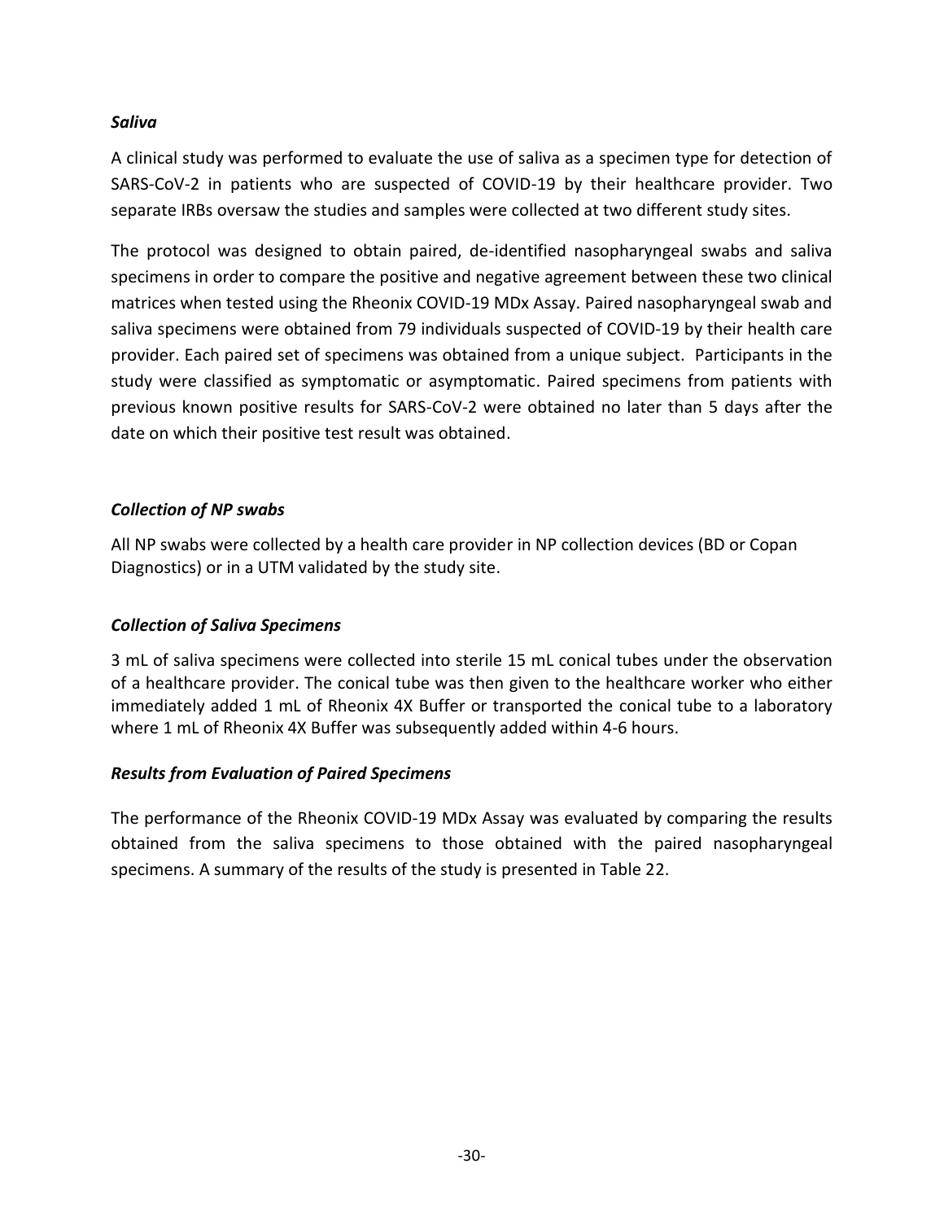### *Saliva*

A clinical study was performed to evaluate the use of saliva as a specimen type for detection of SARS-CoV-2 in patients who are suspected of COVID-19 by their healthcare provider. Two separate IRBs oversaw the studies and samples were collected at two different study sites.

The protocol was designed to obtain paired, de-identified nasopharyngeal swabs and saliva specimens in order to compare the positive and negative agreement between these two clinical matrices when tested using the Rheonix COVID-19 MDx Assay. Paired nasopharyngeal swab and saliva specimens were obtained from 79 individuals suspected of COVID-19 by their health care provider. Each paired set of specimens was obtained from a unique subject. Participants in the study were classified as symptomatic or asymptomatic. Paired specimens from patients with previous known positive results for SARS-CoV-2 were obtained no later than 5 days after the date on which their positive test result was obtained.

### *Collection of NP swabs*

All NP swabs were collected by a health care provider in NP collection devices (BD or Copan Diagnostics) or in a UTM validated by the study site.

### *Collection of Saliva Specimens*

3 mL of saliva specimens were collected into sterile 15 mL conical tubes under the observation of a healthcare provider. The conical tube was then given to the healthcare worker who either immediately added 1 mL of Rheonix 4X Buffer or transported the conical tube to a laboratory where 1 mL of Rheonix 4X Buffer was subsequently added within 4-6 hours.

### *Results from Evaluation of Paired Specimens*

The performance of the Rheonix COVID-19 MDx Assay was evaluated by comparing the results obtained from the saliva specimens to those obtained with the paired nasopharyngeal specimens. A summary of the results of the study is presented in Table 22.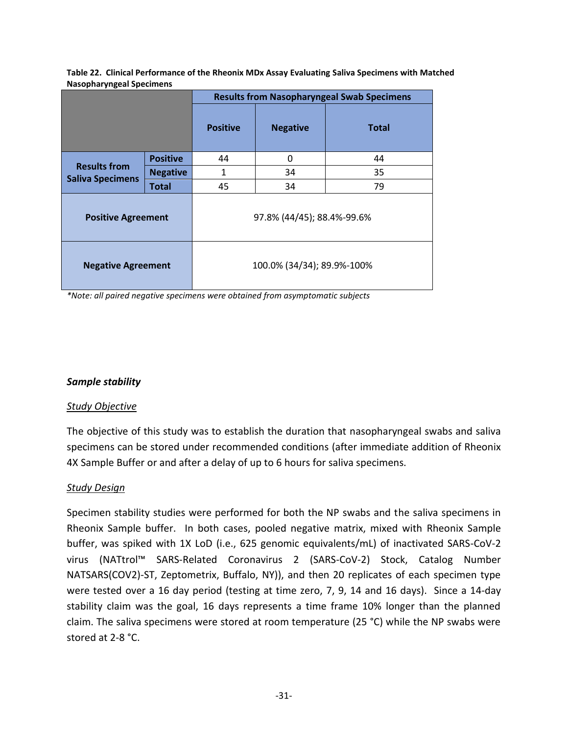**Table 22. Clinical Performance of the Rheonix MDx Assay Evaluating Saliva Specimens with Matched Nasopharyngeal Specimens**

| | | Results from Nasopharyngeal Swab Specimens | | |
|---|---|---|---|---|
| | | **Positive** | **Negative** | **Total** |
| **Results from Saliva Specimens** | **Positive** | 44 | 0 | 44 |
| | **Negative** | 1 | 34 | 35 |
| | **Total** | 45 | 34 | 79 |
| **Positive Agreement** | | 97.8% (44/45); 88.4%-99.6% | | |
| **Negative Agreement** | | 100.0% (34/34); 89.9%-100% | | |

*\*Note: all paired negative specimens were obtained from asymptomatic subjects*

### *Sample stability*

#### *Study Objective*

The objective of this study was to establish the duration that nasopharyngeal swabs and saliva specimens can be stored under recommended conditions (after immediate addition of Rheonix 4X Sample Buffer or and after a delay of up to 6 hours for saliva specimens.

#### *Study Design*

Specimen stability studies were performed for both the NP swabs and the saliva specimens in Rheonix Sample buffer. In both cases, pooled negative matrix, mixed with Rheonix Sample buffer, was spiked with 1X LoD (i.e., 625 genomic equivalents/mL) of inactivated SARS-CoV-2 virus (NATtrol™ SARS-Related Coronavirus 2 (SARS-CoV-2) Stock, Catalog Number NATSARS(COV2)-ST, Zeptometrix, Buffalo, NY)), and then 20 replicates of each specimen type were tested over a 16 day period (testing at time zero, 7, 9, 14 and 16 days). Since a 14-day stability claim was the goal, 16 days represents a time frame 10% longer than the planned claim. The saliva specimens were stored at room temperature (25 °C) while the NP swabs were stored at 2-8 °C.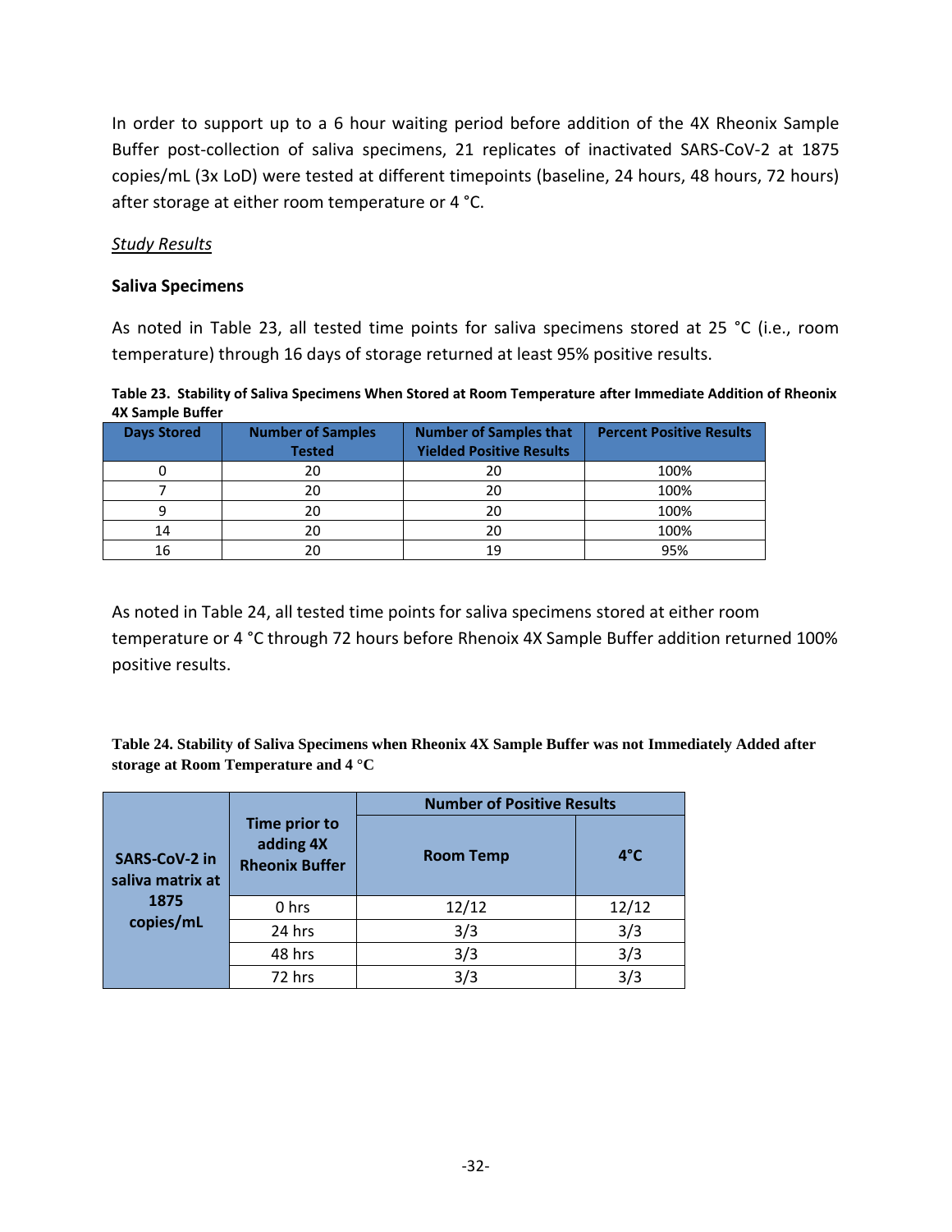In order to support up to a 6 hour waiting period before addition of the 4X Rheonix Sample Buffer post-collection of saliva specimens, 21 replicates of inactivated SARS-CoV-2 at 1875 copies/mL (3x LoD) were tested at different timepoints (baseline, 24 hours, 48 hours, 72 hours) after storage at either room temperature or 4 °C.

*Study Results*

**Saliva Specimens**

As noted in Table 23, all tested time points for saliva specimens stored at 25 °C (i.e., room temperature) through 16 days of storage returned at least 95% positive results.

**Table 23. Stability of Saliva Specimens When Stored at Room Temperature after Immediate Addition of Rheonix 4X Sample Buffer**

| Days Stored | Number of Samples Tested | Number of Samples that Yielded Positive Results | Percent Positive Results |
|---|---|---|---|
| 0 | 20 | 20 | 100% |
| 7 | 20 | 20 | 100% |
| 9 | 20 | 20 | 100% |
| 14 | 20 | 20 | 100% |
| 16 | 20 | 19 | 95% |

As noted in Table 24, all tested time points for saliva specimens stored at either room temperature or 4 °C through 72 hours before Rheonix 4X Sample Buffer addition returned 100% positive results.

**Table 24. Stability of Saliva Specimens when Rheonix 4X Sample Buffer was not Immediately Added after storage at Room Temperature and 4 °C**

| SARS-CoV-2 in saliva matrix at 1875 copies/mL | Time prior to adding 4X Rheonix Buffer | Number of Positive Results | |
|---|---|---|---|
| | | Room Temp | 4°C |
| | 0 hrs | 12/12 | 12/12 |
| | 24 hrs | 3/3 | 3/3 |
| | 48 hrs | 3/3 | 3/3 |
| | 72 hrs | 3/3 | 3/3 |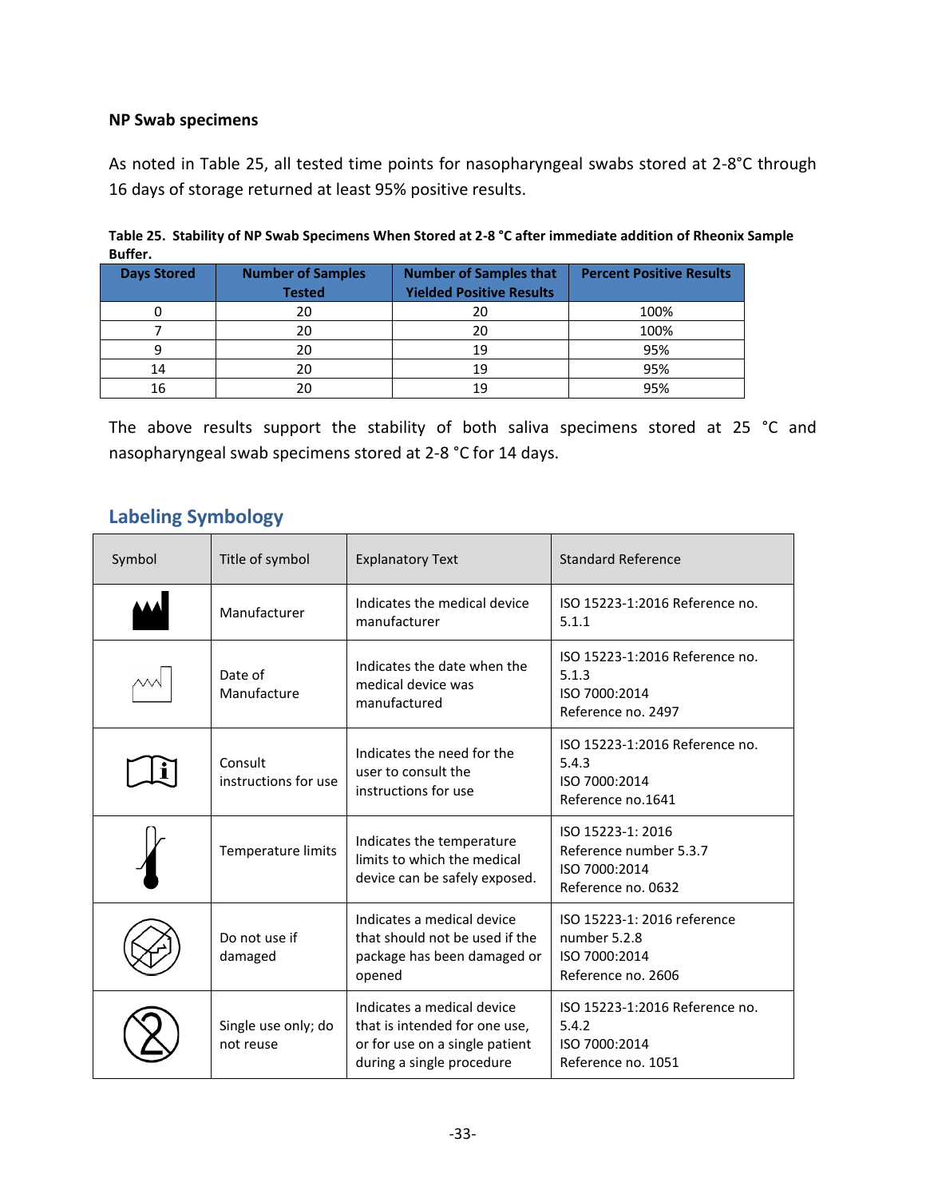### NP Swab specimens

As noted in Table 25, all tested time points for nasopharyngeal swabs stored at 2-8°C through 16 days of storage returned at least 95% positive results.

**Table 25. Stability of NP Swab Specimens When Stored at 2-8 °C after immediate addition of Rheonix Sample Buffer.**

| Days Stored | Number of Samples Tested | Number of Samples that Yielded Positive Results | Percent Positive Results |
|---|---|---|---|
| 0 | 20 | 20 | 100% |
| 7 | 20 | 20 | 100% |
| 9 | 20 | 19 | 95% |
| 14 | 20 | 19 | 95% |
| 16 | 20 | 19 | 95% |

The above results support the stability of both saliva specimens stored at 25 °C and nasopharyngeal swab specimens stored at 2-8 °C for 14 days.

## Labeling Symbology

| Symbol | Title of symbol | Explanatory Text | Standard Reference |
|---|---|---|---|
| | Manufacturer | Indicates the medical device manufacturer | ISO 15223-1:2016 Reference no. 5.1.1 |
| | Date of Manufacture | Indicates the date when the medical device was manufactured | ISO 15223-1:2016 Reference no. 5.1.3<br>ISO 7000:2014 Reference no. 2497 |
| | Consult instructions for use | Indicates the need for the user to consult the instructions for use | ISO 15223-1:2016 Reference no. 5.4.3<br>ISO 7000:2014 Reference no.1641 |
| | Temperature limits | Indicates the temperature limits to which the medical device can be safely exposed. | ISO 15223-1: 2016 Reference number 5.3.7<br>ISO 7000:2014 Reference no. 0632 |
| | Do not use if damaged | Indicates a medical device that should not be used if the package has been damaged or opened | ISO 15223-1: 2016 reference number 5.2.8<br>ISO 7000:2014 Reference no. 2606 |
| | Single use only; do not reuse | Indicates a medical device that is intended for one use, or for use on a single patient during a single procedure | ISO 15223-1:2016 Reference no. 5.4.2<br>ISO 7000:2014 Reference no. 1051 |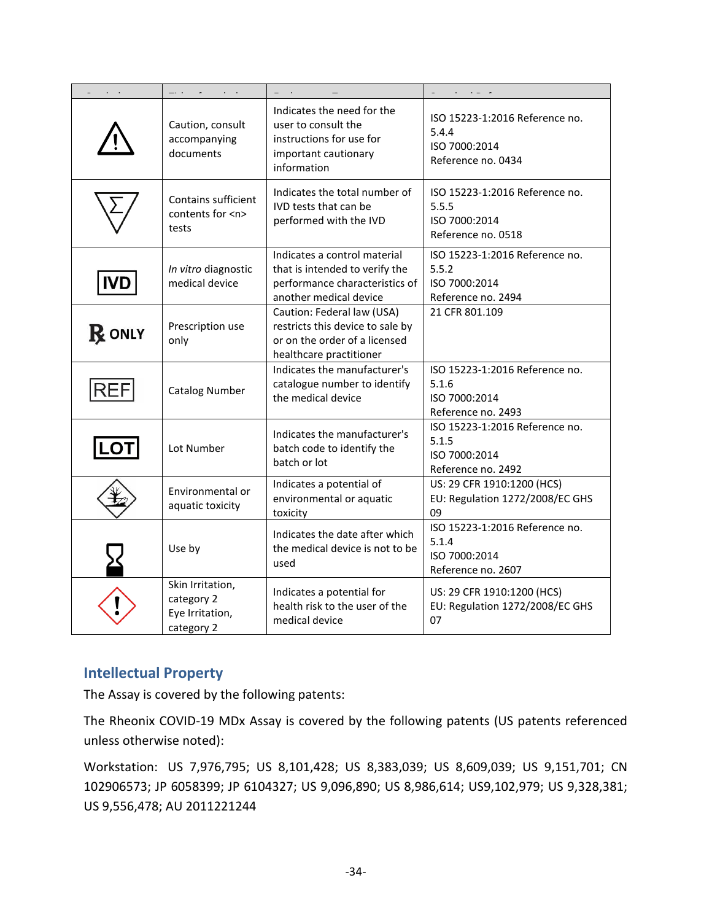| Symbol | Title of symbol | Explanatory Text | Standard Reference |
|---|---|---|---|
| ⚠ | Caution, consult accompanying documents | Indicates the need for the user to consult the instructions for use for important cautionary information | ISO 15223-1:2016 Reference no. 5.4.4<br>ISO 7000:2014<br>Reference no. 0434 |
| Σ | Contains sufficient contents for <n> tests | Indicates the total number of IVD tests that can be performed with the IVD | ISO 15223-1:2016 Reference no. 5.5.5<br>ISO 7000:2014<br>Reference no. 0518 |
| IVD | *In vitro* diagnostic medical device | Indicates a control material that is intended to verify the performance characteristics of another medical device | ISO 15223-1:2016 Reference no. 5.5.2<br>ISO 7000:2014<br>Reference no. 2494 |
| Rx ONLY | Prescription use only | Caution: Federal law (USA) restricts this device to sale by or on the order of a licensed healthcare practitioner | 21 CFR 801.109 |
| REF | Catalog Number | Indicates the manufacturer's catalogue number to identify the medical device | ISO 15223-1:2016 Reference no. 5.1.6<br>ISO 7000:2014<br>Reference no. 2493 |
| LOT | Lot Number | Indicates the manufacturer's batch code to identify the batch or lot | ISO 15223-1:2016 Reference no. 5.1.5<br>ISO 7000:2014<br>Reference no. 2492 |
|  | Environmental or aquatic toxicity | Indicates a potential of environmental or aquatic toxicity | US: 29 CFR 1910:1200 (HCS)<br>EU: Regulation 1272/2008/EC GHS 09 |
|  | Use by | Indicates the date after which the medical device is not to be used | ISO 15223-1:2016 Reference no. 5.1.4<br>ISO 7000:2014<br>Reference no. 2607 |
| ! | Skin Irritation, category 2<br>Eye Irritation, category 2 | Indicates a potential for health risk to the user of the medical device | US: 29 CFR 1910:1200 (HCS)<br>EU: Regulation 1272/2008/EC GHS 07 |

## Intellectual Property

The Assay is covered by the following patents:

The Rheonix COVID-19 MDx Assay is covered by the following patents (US patents referenced unless otherwise noted):

Workstation: US 7,976,795; US 8,101,428; US 8,383,039; US 8,609,039; US 9,151,701; CN 102906573; JP 6058399; JP 6104327; US 9,096,890; US 8,986,614; US9,102,979; US 9,328,381; US 9,556,478; AU 2011221244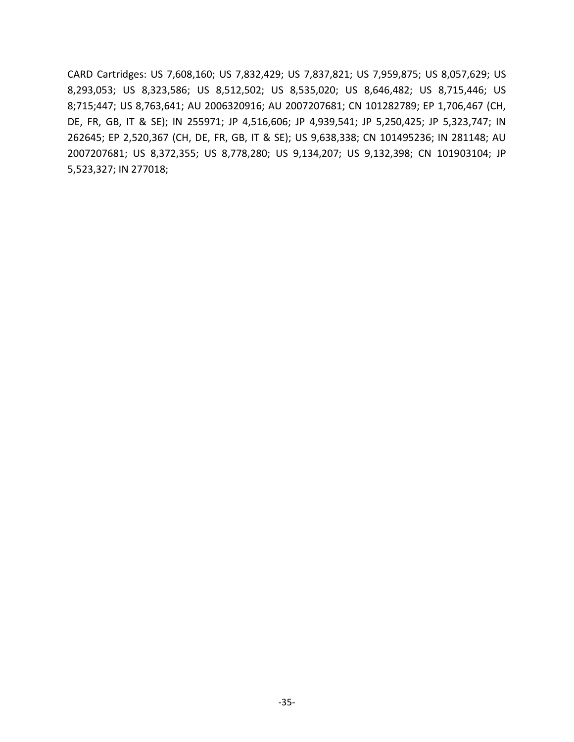CARD Cartridges: US 7,608,160; US 7,832,429; US 7,837,821; US 7,959,875; US 8,057,629; US 8,293,053; US 8,323,586; US 8,512,502; US 8,535,020; US 8,646,482; US 8,715,446; US 8;715;447; US 8,763,641; AU 2006320916; AU 2007207681; CN 101282789; EP 1,706,467 (CH, DE, FR, GB, IT & SE); IN 255971; JP 4,516,606; JP 4,939,541; JP 5,250,425; JP 5,323,747; IN 262645; EP 2,520,367 (CH, DE, FR, GB, IT & SE); US 9,638,338; CN 101495236; IN 281148; AU 2007207681; US 8,372,355; US 8,778,280; US 9,134,207; US 9,132,398; CN 101903104; JP 5,523,327; IN 277018;